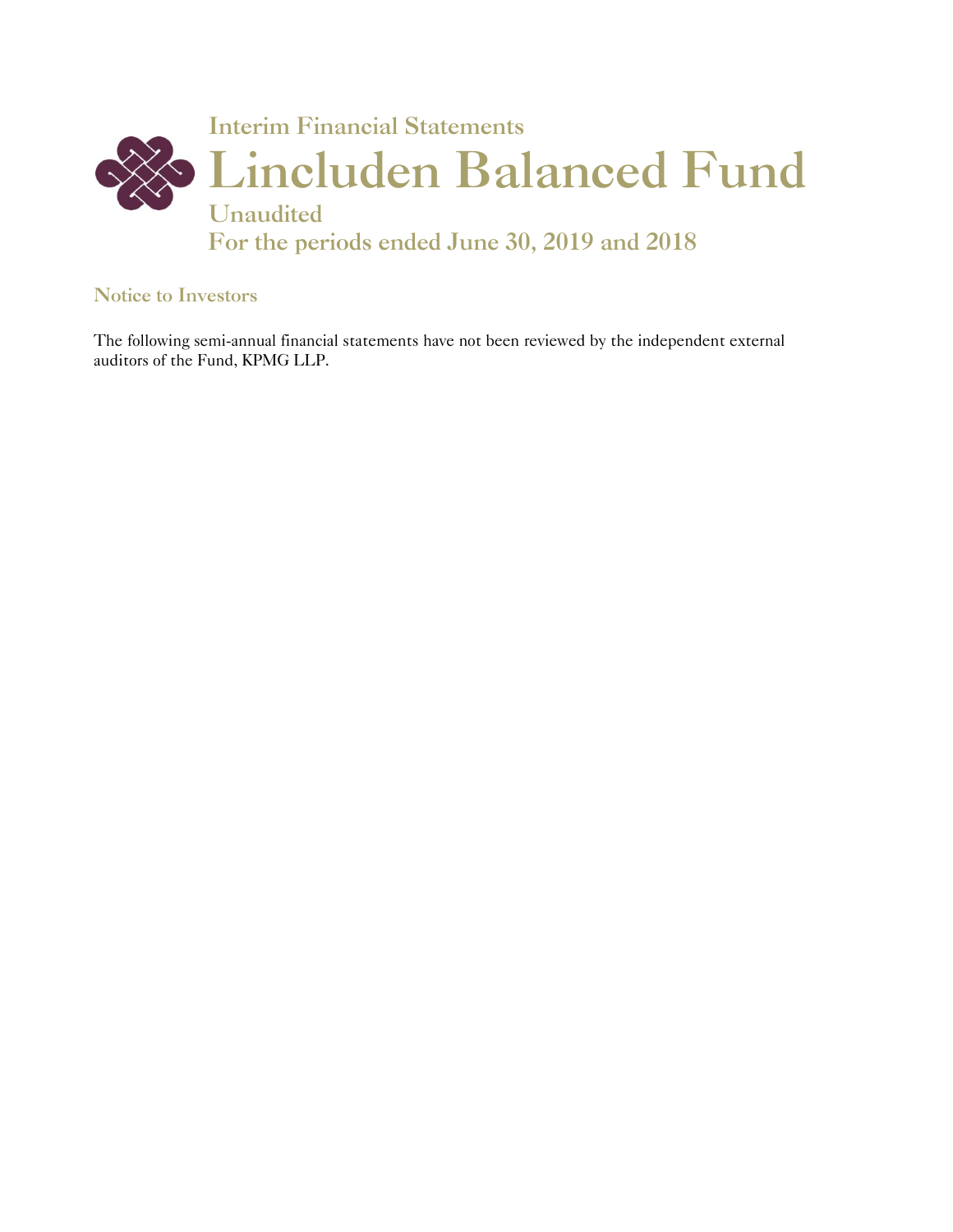## Interim Financial Statements

# Lincluden Balanced Fund

## Unaudited

## For the periods ended June 30, 2019 and 2018

### Notice to Investors

The following semi-annual financial statements have not been reviewed by the independent external auditors of the Fund, KPMG LLP.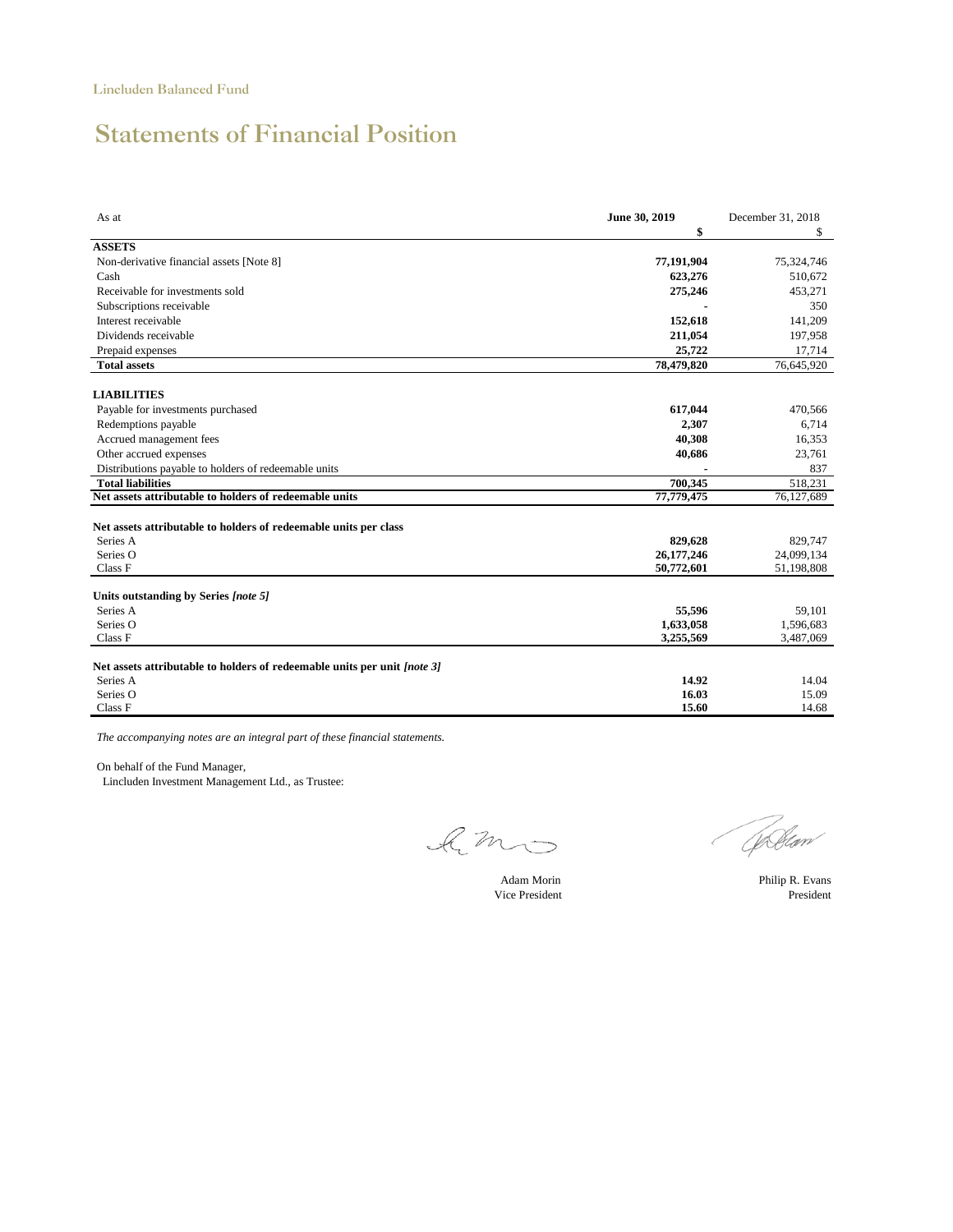Lincluden Balanced Fund

# Statements of Financial Position

| As at | **June 30, 2019** | December 31, 2018 |
|---|---|---|
| | **$** | $ |
| **ASSETS** | | |
| Non-derivative financial assets [Note 8] | **77,191,904** | 75,324,746 |
| Cash | **623,276** | 510,672 |
| Receivable for investments sold | **275,246** | 453,271 |
| Subscriptions receivable | **-** | 350 |
| Interest receivable | **152,618** | 141,209 |
| Dividends receivable | **211,054** | 197,958 |
| Prepaid expenses | **25,722** | 17,714 |
| **Total assets** | **78,479,820** | 76,645,920 |
| | | |
| **LIABILITIES** | | |
| Payable for investments purchased | **617,044** | 470,566 |
| Redemptions payable | **2,307** | 6,714 |
| Accrued management fees | **40,308** | 16,353 |
| Other accrued expenses | **40,686** | 23,761 |
| Distributions payable to holders of redeemable units | **-** | 837 |
| **Total liabilities** | **700,345** | 518,231 |
| **Net assets attributable to holders of redeemable units** | **77,779,475** | 76,127,689 |
| | | |
| **Net assets attributable to holders of redeemable units per class** | | |
| Series A | **829,628** | 829,747 |
| Series O | **26,177,246** | 24,099,134 |
| Class F | **50,772,601** | 51,198,808 |
| | | |
| **Units outstanding by Series *[note 5]*** | | |
| Series A | **55,596** | 59,101 |
| Series O | **1,633,058** | 1,596,683 |
| Class F | **3,255,569** | 3,487,069 |
| | | |
| **Net assets attributable to holders of redeemable units per unit *[note 3]*** | | |
| Series A | **14.92** | 14.04 |
| Series O | **16.03** | 15.09 |
| Class F | **15.60** | 14.68 |

*The accompanying notes are an integral part of these financial statements.*

On behalf of the Fund Manager,
Lincluden Investment Management Ltd., as Trustee:

Adam Morin
Vice President

Philip R. Evans
President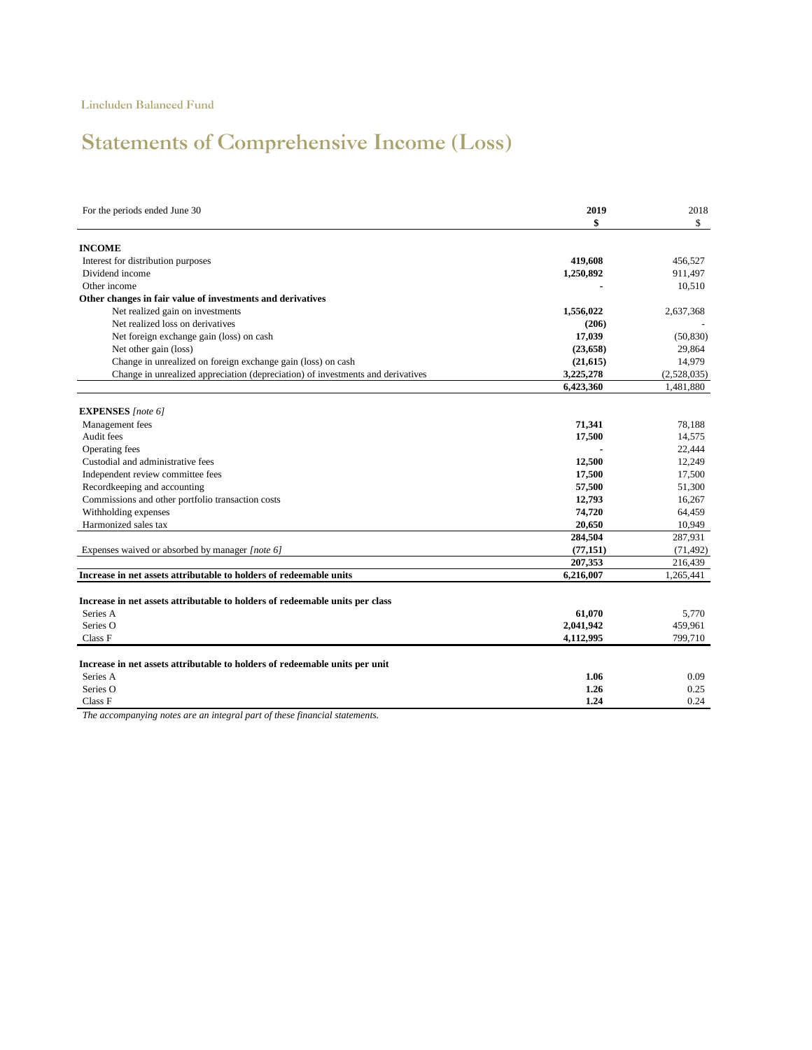Lincluden Balanced Fund

# Statements of Comprehensive Income (Loss)

| For the periods ended June 30 | **2019** | 2018 |
|---|---|---|
| | **$** | $ |
| **INCOME** | | |
| Interest for distribution purposes | **419,608** | 456,527 |
| Dividend income | **1,250,892** | 911,497 |
| Other income | **-** | 10,510 |
| **Other changes in fair value of investments and derivatives** | | |
| Net realized gain on investments | **1,556,022** | 2,637,368 |
| Net realized loss on derivatives | **(206)** | - |
| Net foreign exchange gain (loss) on cash | **17,039** | (50,830) |
| Net other gain (loss) | **(23,658)** | 29,864 |
| Change in unrealized on foreign exchange gain (loss) on cash | **(21,615)** | 14,979 |
| Change in unrealized appreciation (depreciation) of investments and derivatives | **3,225,278** | (2,528,035) |
| | **6,423,360** | 1,481,880 |
| **EXPENSES** *[note 6]* | | |
| Management fees | **71,341** | 78,188 |
| Audit fees | **17,500** | 14,575 |
| Operating fees | **-** | 22,444 |
| Custodial and administrative fees | **12,500** | 12,249 |
| Independent review committee fees | **17,500** | 17,500 |
| Recordkeeping and accounting | **57,500** | 51,300 |
| Commissions and other portfolio transaction costs | **12,793** | 16,267 |
| Withholding expenses | **74,720** | 64,459 |
| Harmonized sales tax | **20,650** | 10,949 |
| | **284,504** | 287,931 |
| Expenses waived or absorbed by manager *[note 6]* | **(77,151)** | (71,492) |
| | **207,353** | 216,439 |
| **Increase in net assets attributable to holders of redeemable units** | **6,216,007** | 1,265,441 |
| **Increase in net assets attributable to holders of redeemable units per class** | | |
| Series A | **61,070** | 5,770 |
| Series O | **2,041,942** | 459,961 |
| Class F | **4,112,995** | 799,710 |
| **Increase in net assets attributable to holders of redeemable units per unit** | | |
| Series A | **1.06** | 0.09 |
| Series O | **1.26** | 0.25 |
| Class F | **1.24** | 0.24 |

*The accompanying notes are an integral part of these financial statements.*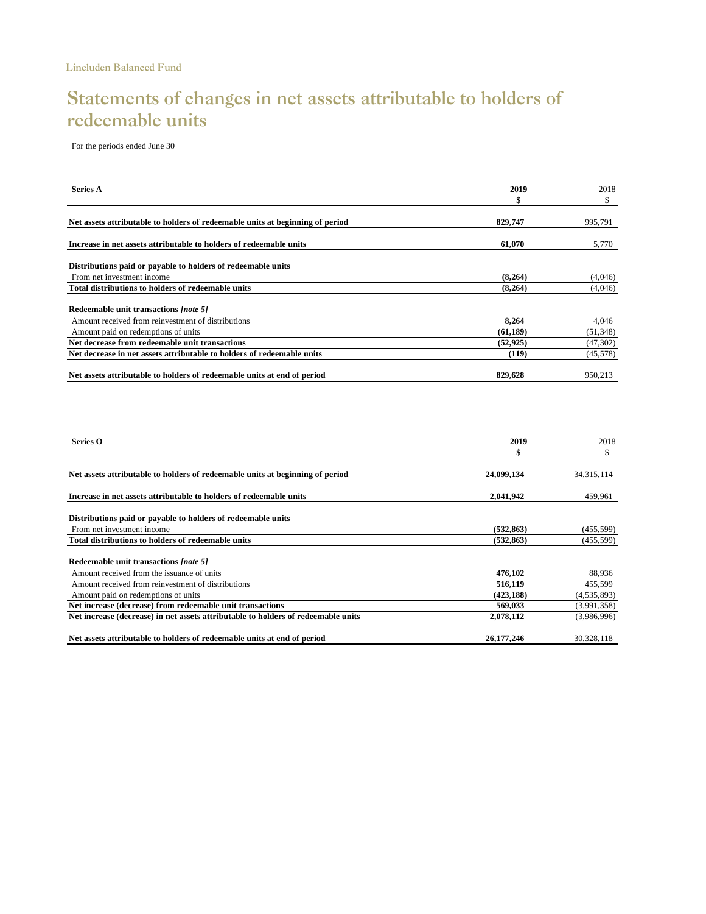Lincluden Balanced Fund

# Statements of changes in net assets attributable to holders of redeemable units

For the periods ended June 30

| **Series A** | **2019** | 2018 |
|---|---|---|
| | **$** | $ |
| **Net assets attributable to holders of redeemable units at beginning of period** | **829,747** | 995,791 |
| **Increase in net assets attributable to holders of redeemable units** | **61,070** | 5,770 |
| **Distributions paid or payable to holders of redeemable units** | | |
| From net investment income | **(8,264)** | (4,046) |
| **Total distributions to holders of redeemable units** | **(8,264)** | (4,046) |
| **Redeemable unit transactions *[note 5]*** | | |
| Amount received from reinvestment of distributions | **8,264** | 4,046 |
| Amount paid on redemptions of units | **(61,189)** | (51,348) |
| **Net decrease from redeemable unit transactions** | **(52,925)** | (47,302) |
| **Net decrease in net assets attributable to holders of redeemable units** | **(119)** | (45,578) |
| **Net assets attributable to holders of redeemable units at end of period** | **829,628** | 950,213 |

| **Series O** | **2019** | 2018 |
|---|---|---|
| | **$** | $ |
| **Net assets attributable to holders of redeemable units at beginning of period** | **24,099,134** | 34,315,114 |
| **Increase in net assets attributable to holders of redeemable units** | **2,041,942** | 459,961 |
| **Distributions paid or payable to holders of redeemable units** | | |
| From net investment income | **(532,863)** | (455,599) |
| **Total distributions to holders of redeemable units** | **(532,863)** | (455,599) |
| **Redeemable unit transactions *[note 5]*** | | |
| Amount received from the issuance of units | **476,102** | 88,936 |
| Amount received from reinvestment of distributions | **516,119** | 455,599 |
| Amount paid on redemptions of units | **(423,188)** | (4,535,893) |
| **Net increase (decrease) from redeemable unit transactions** | **569,033** | (3,991,358) |
| **Net increase (decrease) in net assets attributable to holders of redeemable units** | **2,078,112** | (3,986,996) |
| **Net assets attributable to holders of redeemable units at end of period** | **26,177,246** | 30,328,118 |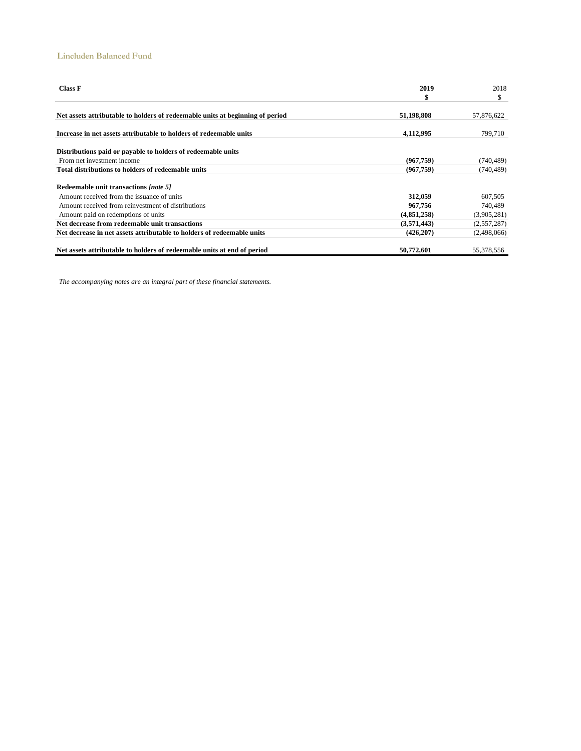Lincluden Balanced Fund

| **Class F** | **2019** | 2018 |
|---|---|---|
| | **$** | $ |
| **Net assets attributable to holders of redeemable units at beginning of period** | **51,198,808** | 57,876,622 |
| **Increase in net assets attributable to holders of redeemable units** | **4,112,995** | 799,710 |
| **Distributions paid or payable to holders of redeemable units** | | |
| From net investment income | **(967,759)** | (740,489) |
| **Total distributions to holders of redeemable units** | **(967,759)** | (740,489) |
| **Redeemable unit transactions** ***[note 5]*** | | |
| Amount received from the issuance of units | **312,059** | 607,505 |
| Amount received from reinvestment of distributions | **967,756** | 740,489 |
| Amount paid on redemptions of units | **(4,851,258)** | (3,905,281) |
| **Net decrease from redeemable unit transactions** | **(3,571,443)** | (2,557,287) |
| **Net decrease in net assets attributable to holders of redeemable units** | **(426,207)** | (2,498,066) |
| **Net assets attributable to holders of redeemable units at end of period** | **50,772,601** | 55,378,556 |

*The accompanying notes are an integral part of these financial statements.*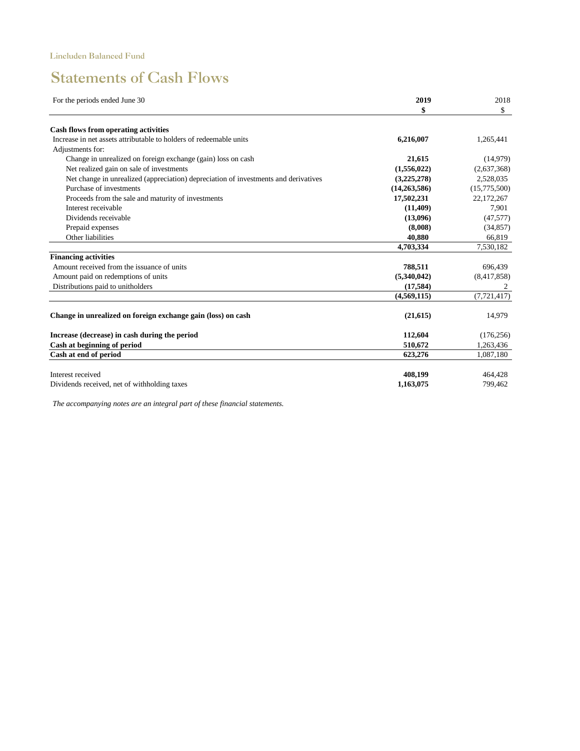Lincluden Balanced Fund

# Statements of Cash Flows

| For the periods ended June 30 | **2019** | 2018 |
|---|---|---|
| | **$** | $ |
| **Cash flows from operating activities** | | |
| Increase in net assets attributable to holders of redeemable units | **6,216,007** | 1,265,441 |
| Adjustments for: | | |
| Change in unrealized on foreign exchange (gain) loss on cash | **21,615** | (14,979) |
| Net realized gain on sale of investments | **(1,556,022)** | (2,637,368) |
| Net change in unrealized (appreciation) depreciation of investments and derivatives | **(3,225,278)** | 2,528,035 |
| Purchase of investments | **(14,263,586)** | (15,775,500) |
| Proceeds from the sale and maturity of investments | **17,502,231** | 22,172,267 |
| Interest receivable | **(11,409)** | 7,901 |
| Dividends receivable | **(13,096)** | (47,577) |
| Prepaid expenses | **(8,008)** | (34,857) |
| Other liabilities | **40,880** | 66,819 |
| | **4,703,334** | 7,530,182 |
| **Financing activities** | | |
| Amount received from the issuance of units | **788,511** | 696,439 |
| Amount paid on redemptions of units | **(5,340,042)** | (8,417,858) |
| Distributions paid to unitholders | **(17,584)** | 2 |
| | **(4,569,115)** | (7,721,417) |
| **Change in unrealized on foreign exchange gain (loss) on cash** | **(21,615)** | 14,979 |
| **Increase (decrease) in cash during the period** | **112,604** | (176,256) |
| **Cash at beginning of period** | **510,672** | 1,263,436 |
| **Cash at end of period** | **623,276** | 1,087,180 |
| Interest received | **408,199** | 464,428 |
| Dividends received, net of withholding taxes | **1,163,075** | 799,462 |

*The accompanying notes are an integral part of these financial statements.*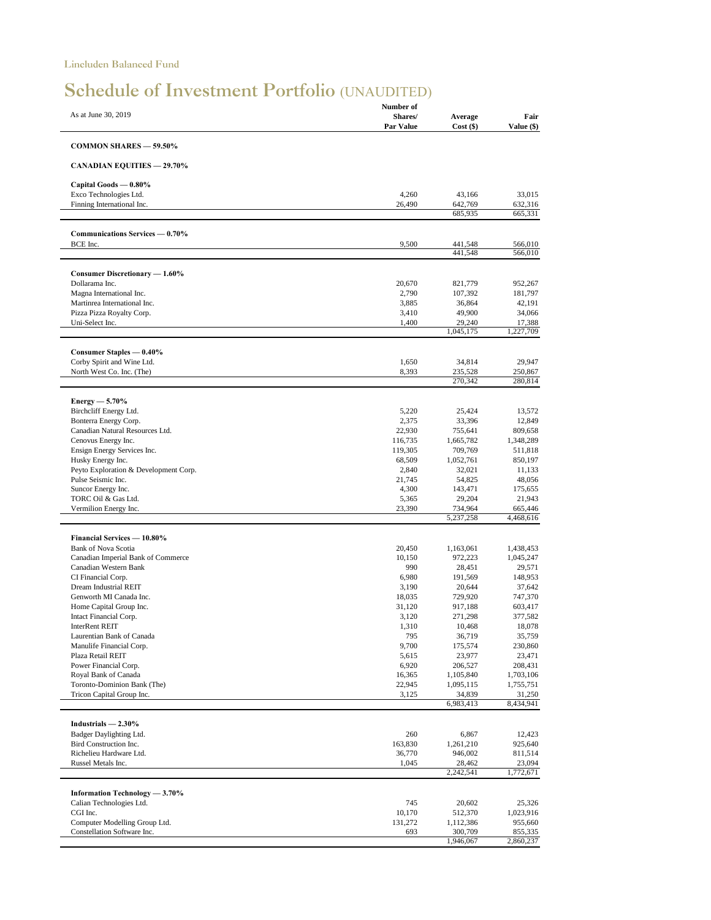Lincluden Balanced Fund

# Schedule of Investment Portfolio (UNAUDITED)

| As at June 30, 2019 | Number of Shares/ Par Value | Average Cost ($) | Fair Value ($) |
|---|---|---|---|
| **COMMON SHARES — 59.50%** | | | |
| **CANADIAN EQUITIES — 29.70%** | | | |
| **Capital Goods — 0.80%** | | | |
| Exco Technologies Ltd. | 4,260 | 43,166 | 33,015 |
| Finning International Inc. | 26,490 | 642,769 | 632,316 |
| | | 685,935 | 665,331 |
| **Communications Services — 0.70%** | | | |
| BCE Inc. | 9,500 | 441,548 | 566,010 |
| | | 441,548 | 566,010 |
| **Consumer Discretionary — 1.60%** | | | |
| Dollarama Inc. | 20,670 | 821,779 | 952,267 |
| Magna International Inc. | 2,790 | 107,392 | 181,797 |
| Martinrea International Inc. | 3,885 | 36,864 | 42,191 |
| Pizza Pizza Royalty Corp. | 3,410 | 49,900 | 34,066 |
| Uni-Select Inc. | 1,400 | 29,240 | 17,388 |
| | | 1,045,175 | 1,227,709 |
| **Consumer Staples — 0.40%** | | | |
| Corby Spirit and Wine Ltd. | 1,650 | 34,814 | 29,947 |
| North West Co. Inc. (The) | 8,393 | 235,528 | 250,867 |
| | | 270,342 | 280,814 |
| **Energy — 5.70%** | | | |
| Birchcliff Energy Ltd. | 5,220 | 25,424 | 13,572 |
| Bonterra Energy Corp. | 2,375 | 33,396 | 12,849 |
| Canadian Natural Resources Ltd. | 22,930 | 755,641 | 809,658 |
| Cenovus Energy Inc. | 116,735 | 1,665,782 | 1,348,289 |
| Ensign Energy Services Inc. | 119,305 | 709,769 | 511,818 |
| Husky Energy Inc. | 68,509 | 1,052,761 | 850,197 |
| Peyto Exploration & Development Corp. | 2,840 | 32,021 | 11,133 |
| Pulse Seismic Inc. | 21,745 | 54,825 | 48,056 |
| Suncor Energy Inc. | 4,300 | 143,471 | 175,655 |
| TORC Oil & Gas Ltd. | 5,365 | 29,204 | 21,943 |
| Vermilion Energy Inc. | 23,390 | 734,964 | 665,446 |
| | | 5,237,258 | 4,468,616 |
| **Financial Services — 10.80%** | | | |
| Bank of Nova Scotia | 20,450 | 1,163,061 | 1,438,453 |
| Canadian Imperial Bank of Commerce | 10,150 | 972,223 | 1,045,247 |
| Canadian Western Bank | 990 | 28,451 | 29,571 |
| CI Financial Corp. | 6,980 | 191,569 | 148,953 |
| Dream Industrial REIT | 3,190 | 20,644 | 37,642 |
| Genworth MI Canada Inc. | 18,035 | 729,920 | 747,370 |
| Home Capital Group Inc. | 31,120 | 917,188 | 603,417 |
| Intact Financial Corp. | 3,120 | 271,298 | 377,582 |
| InterRent REIT | 1,310 | 10,468 | 18,078 |
| Laurentian Bank of Canada | 795 | 36,719 | 35,759 |
| Manulife Financial Corp. | 9,700 | 175,574 | 230,860 |
| Plaza Retail REIT | 5,615 | 23,977 | 23,471 |
| Power Financial Corp. | 6,920 | 206,527 | 208,431 |
| Royal Bank of Canada | 16,365 | 1,105,840 | 1,703,106 |
| Toronto-Dominion Bank (The) | 22,945 | 1,095,115 | 1,755,751 |
| Tricon Capital Group Inc. | 3,125 | 34,839 | 31,250 |
| | | 6,983,413 | 8,434,941 |
| **Industrials — 2.30%** | | | |
| Badger Daylighting Ltd. | 260 | 6,867 | 12,423 |
| Bird Construction Inc. | 163,830 | 1,261,210 | 925,640 |
| Richelieu Hardware Ltd. | 36,770 | 946,002 | 811,514 |
| Russel Metals Inc. | 1,045 | 28,462 | 23,094 |
| | | 2,242,541 | 1,772,671 |
| **Information Technology — 3.70%** | | | |
| Calian Technologies Ltd. | 745 | 20,602 | 25,326 |
| CGI Inc. | 10,170 | 512,370 | 1,023,916 |
| Computer Modelling Group Ltd. | 131,272 | 1,112,386 | 955,660 |
| Constellation Software Inc. | 693 | 300,709 | 855,335 |
| | | 1,946,067 | 2,860,237 |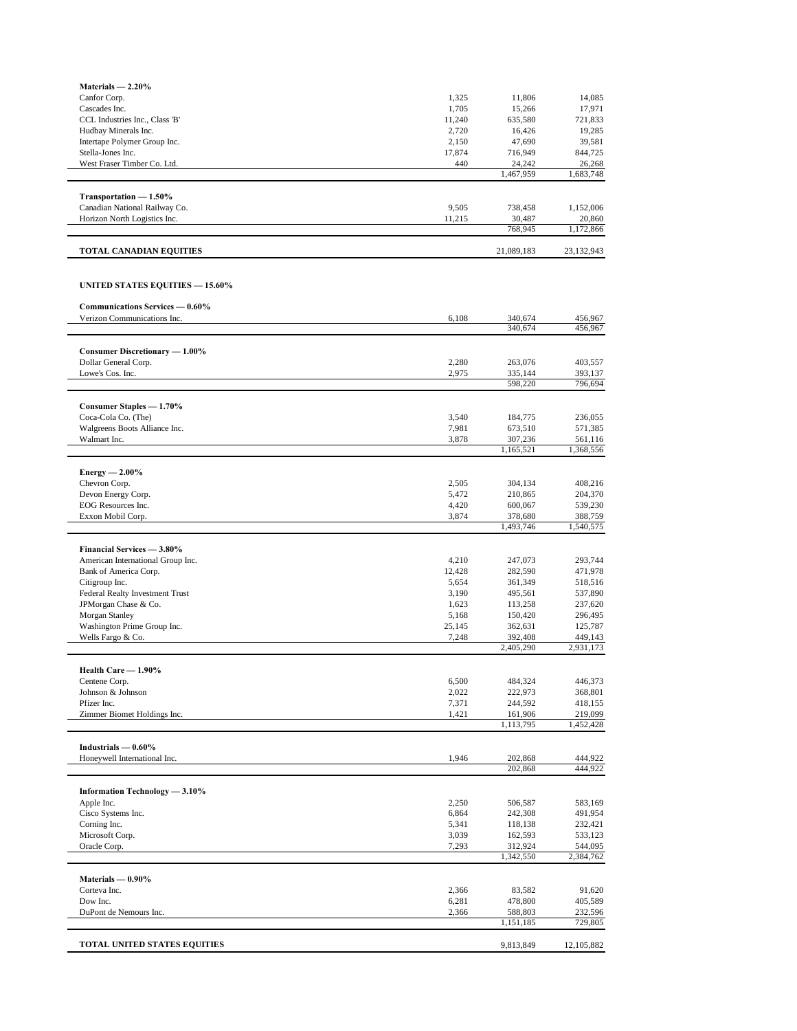| | | | |
|---|---|---|---|
| **Materials — 2.20%** | | | |
| Canfor Corp. | 1,325 | 11,806 | 14,085 |
| Cascades Inc. | 1,705 | 15,266 | 17,971 |
| CCL Industries Inc., Class 'B' | 11,240 | 635,580 | 721,833 |
| Hudbay Minerals Inc. | 2,720 | 16,426 | 19,285 |
| Intertape Polymer Group Inc. | 2,150 | 47,690 | 39,581 |
| Stella-Jones Inc. | 17,874 | 716,949 | 844,725 |
| West Fraser Timber Co. Ltd. | 440 | 24,242 | 26,268 |
| | | 1,467,959 | 1,683,748 |
| **Transportation — 1.50%** | | | |
| Canadian National Railway Co. | 9,505 | 738,458 | 1,152,006 |
| Horizon North Logistics Inc. | 11,215 | 30,487 | 20,860 |
| | | 768,945 | 1,172,866 |
| **TOTAL CANADIAN EQUITIES** | | 21,089,183 | 23,132,943 |
| | | | |
| **UNITED STATES EQUITIES — 15.60%** | | | |
| **Communications Services — 0.60%** | | | |
| Verizon Communications Inc. | 6,108 | 340,674 | 456,967 |
| | | 340,674 | 456,967 |
| **Consumer Discretionary — 1.00%** | | | |
| Dollar General Corp. | 2,280 | 263,076 | 403,557 |
| Lowe's Cos. Inc. | 2,975 | 335,144 | 393,137 |
| | | 598,220 | 796,694 |
| **Consumer Staples — 1.70%** | | | |
| Coca-Cola Co. (The) | 3,540 | 184,775 | 236,055 |
| Walgreens Boots Alliance Inc. | 7,981 | 673,510 | 571,385 |
| Walmart Inc. | 3,878 | 307,236 | 561,116 |
| | | 1,165,521 | 1,368,556 |
| **Energy — 2.00%** | | | |
| Chevron Corp. | 2,505 | 304,134 | 408,216 |
| Devon Energy Corp. | 5,472 | 210,865 | 204,370 |
| EOG Resources Inc. | 4,420 | 600,067 | 539,230 |
| Exxon Mobil Corp. | 3,874 | 378,680 | 388,759 |
| | | 1,493,746 | 1,540,575 |
| **Financial Services — 3.80%** | | | |
| American International Group Inc. | 4,210 | 247,073 | 293,744 |
| Bank of America Corp. | 12,428 | 282,590 | 471,978 |
| Citigroup Inc. | 5,654 | 361,349 | 518,516 |
| Federal Realty Investment Trust | 3,190 | 495,561 | 537,890 |
| JPMorgan Chase & Co. | 1,623 | 113,258 | 237,620 |
| Morgan Stanley | 5,168 | 150,420 | 296,495 |
| Washington Prime Group Inc. | 25,145 | 362,631 | 125,787 |
| Wells Fargo & Co. | 7,248 | 392,408 | 449,143 |
| | | 2,405,290 | 2,931,173 |
| **Health Care — 1.90%** | | | |
| Centene Corp. | 6,500 | 484,324 | 446,373 |
| Johnson & Johnson | 2,022 | 222,973 | 368,801 |
| Pfizer Inc. | 7,371 | 244,592 | 418,155 |
| Zimmer Biomet Holdings Inc. | 1,421 | 161,906 | 219,099 |
| | | 1,113,795 | 1,452,428 |
| **Industrials — 0.60%** | | | |
| Honeywell International Inc. | 1,946 | 202,868 | 444,922 |
| | | 202,868 | 444,922 |
| **Information Technology — 3.10%** | | | |
| Apple Inc. | 2,250 | 506,587 | 583,169 |
| Cisco Systems Inc. | 6,864 | 242,308 | 491,954 |
| Corning Inc. | 5,341 | 118,138 | 232,421 |
| Microsoft Corp. | 3,039 | 162,593 | 533,123 |
| Oracle Corp. | 7,293 | 312,924 | 544,095 |
| | | 1,342,550 | 2,384,762 |
| **Materials — 0.90%** | | | |
| Corteva Inc. | 2,366 | 83,582 | 91,620 |
| Dow Inc. | 6,281 | 478,800 | 405,589 |
| DuPont de Nemours Inc. | 2,366 | 588,803 | 232,596 |
| | | 1,151,185 | 729,805 |
| **TOTAL UNITED STATES EQUITIES** | | 9,813,849 | 12,105,882 |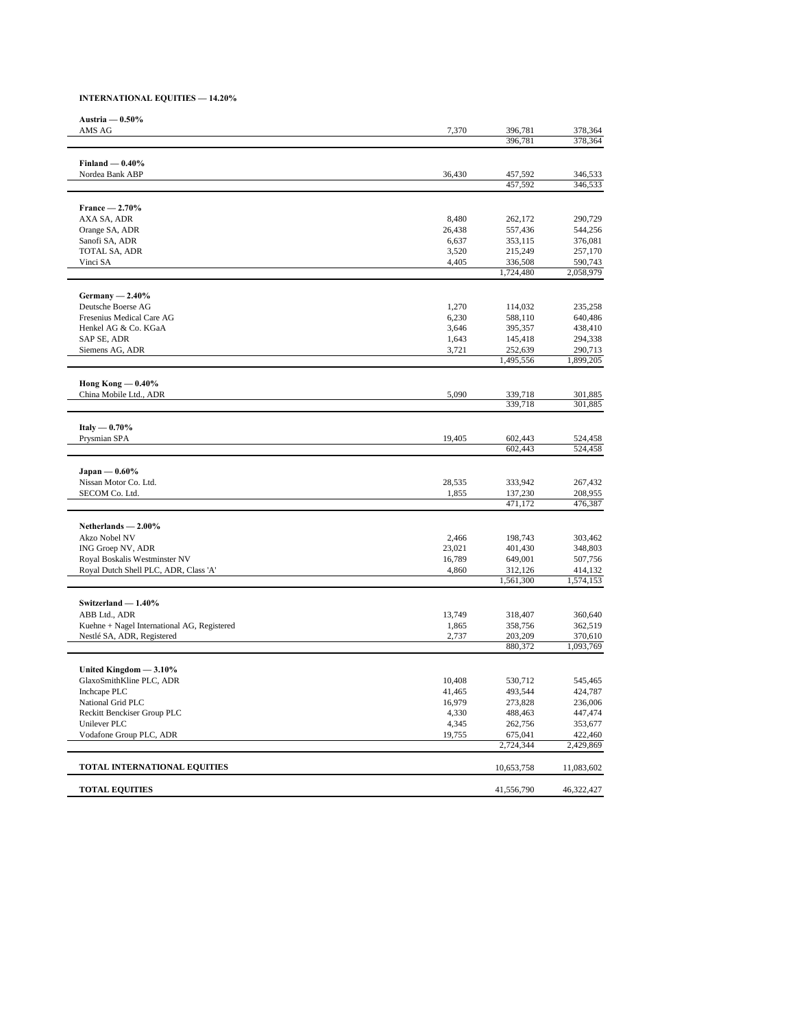**INTERNATIONAL EQUITIES — 14.20%**

| | | | |
|---|---|---|---|
| **Austria — 0.50%** | | | |
| AMS AG | 7,370 | 396,781 | 378,364 |
| | | 396,781 | 378,364 |
| **Finland — 0.40%** | | | |
| Nordea Bank ABP | 36,430 | 457,592 | 346,533 |
| | | 457,592 | 346,533 |
| **France — 2.70%** | | | |
| AXA SA, ADR | 8,480 | 262,172 | 290,729 |
| Orange SA, ADR | 26,438 | 557,436 | 544,256 |
| Sanofi SA, ADR | 6,637 | 353,115 | 376,081 |
| TOTAL SA, ADR | 3,520 | 215,249 | 257,170 |
| Vinci SA | 4,405 | 336,508 | 590,743 |
| | | 1,724,480 | 2,058,979 |
| **Germany — 2.40%** | | | |
| Deutsche Boerse AG | 1,270 | 114,032 | 235,258 |
| Fresenius Medical Care AG | 6,230 | 588,110 | 640,486 |
| Henkel AG & Co. KGaA | 3,646 | 395,357 | 438,410 |
| SAP SE, ADR | 1,643 | 145,418 | 294,338 |
| Siemens AG, ADR | 3,721 | 252,639 | 290,713 |
| | | 1,495,556 | 1,899,205 |
| **Hong Kong — 0.40%** | | | |
| China Mobile Ltd., ADR | 5,090 | 339,718 | 301,885 |
| | | 339,718 | 301,885 |
| **Italy — 0.70%** | | | |
| Prysmian SPA | 19,405 | 602,443 | 524,458 |
| | | 602,443 | 524,458 |
| **Japan — 0.60%** | | | |
| Nissan Motor Co. Ltd. | 28,535 | 333,942 | 267,432 |
| SECOM Co. Ltd. | 1,855 | 137,230 | 208,955 |
| | | 471,172 | 476,387 |
| **Netherlands — 2.00%** | | | |
| Akzo Nobel NV | 2,466 | 198,743 | 303,462 |
| ING Groep NV, ADR | 23,021 | 401,430 | 348,803 |
| Royal Boskalis Westminster NV | 16,789 | 649,001 | 507,756 |
| Royal Dutch Shell PLC, ADR, Class 'A' | 4,860 | 312,126 | 414,132 |
| | | 1,561,300 | 1,574,153 |
| **Switzerland — 1.40%** | | | |
| ABB Ltd., ADR | 13,749 | 318,407 | 360,640 |
| Kuehne + Nagel International AG, Registered | 1,865 | 358,756 | 362,519 |
| Nestlé SA, ADR, Registered | 2,737 | 203,209 | 370,610 |
| | | 880,372 | 1,093,769 |
| **United Kingdom — 3.10%** | | | |
| GlaxoSmithKline PLC, ADR | 10,408 | 530,712 | 545,465 |
| Inchcape PLC | 41,465 | 493,544 | 424,787 |
| National Grid PLC | 16,979 | 273,828 | 236,006 |
| Reckitt Benckiser Group PLC | 4,330 | 488,463 | 447,474 |
| Unilever PLC | 4,345 | 262,756 | 353,677 |
| Vodafone Group PLC, ADR | 19,755 | 675,041 | 422,460 |
| | | 2,724,344 | 2,429,869 |
| **TOTAL INTERNATIONAL EQUITIES** | | 10,653,758 | 11,083,602 |
| **TOTAL EQUITIES** | | 41,556,790 | 46,322,427 |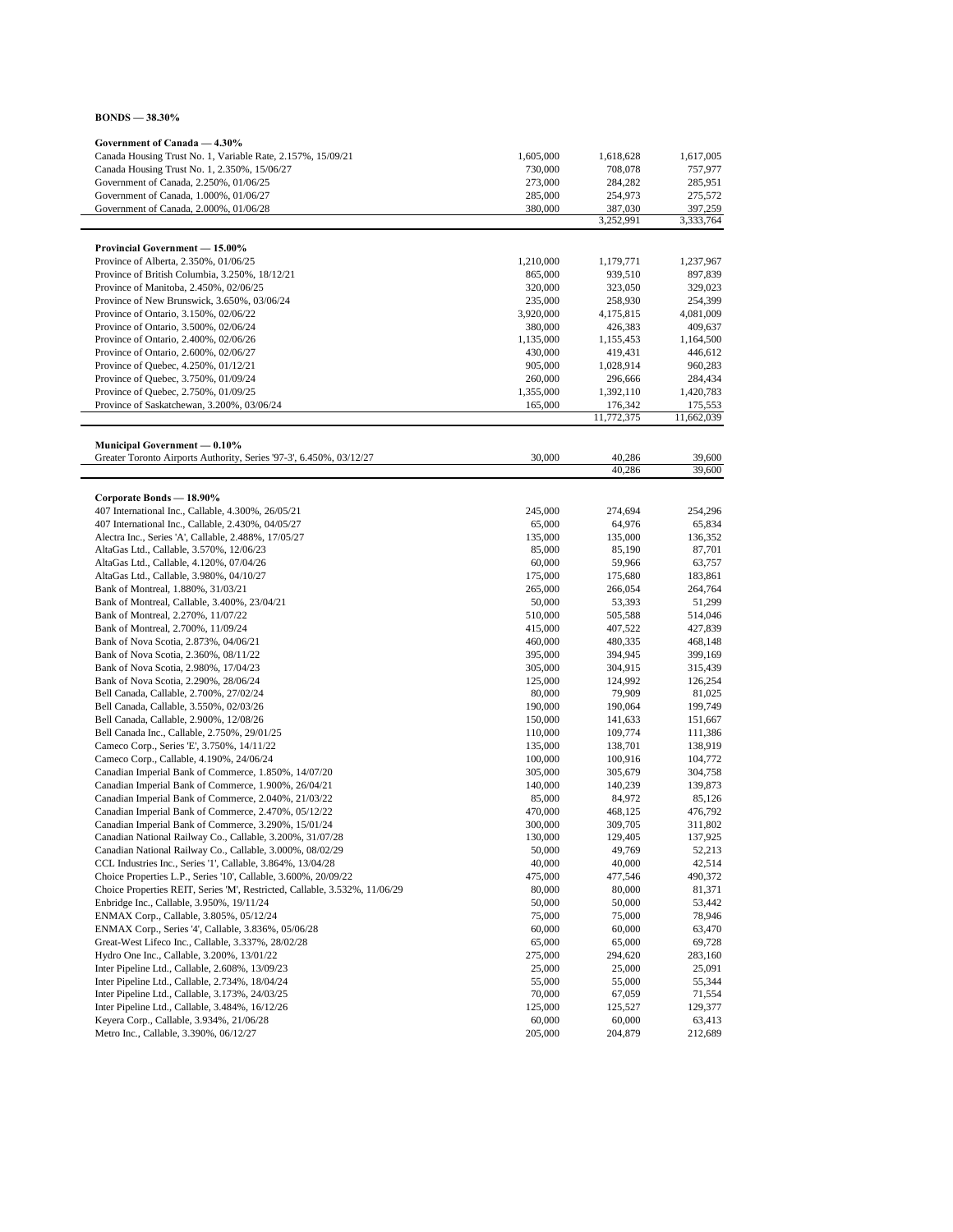**BONDS — 38.30%**

| | | | |
|---|---|---|---|
| **Government of Canada — 4.30%** | | | |
| Canada Housing Trust No. 1, Variable Rate, 2.157%, 15/09/21 | 1,605,000 | 1,618,628 | 1,617,005 |
| Canada Housing Trust No. 1, 2.350%, 15/06/27 | 730,000 | 708,078 | 757,977 |
| Government of Canada, 2.250%, 01/06/25 | 273,000 | 284,282 | 285,951 |
| Government of Canada, 1.000%, 01/06/27 | 285,000 | 254,973 | 275,572 |
| Government of Canada, 2.000%, 01/06/28 | 380,000 | 387,030 | 397,259 |
| | | 3,252,991 | 3,333,764 |
| **Provincial Government — 15.00%** | | | |
| Province of Alberta, 2.350%, 01/06/25 | 1,210,000 | 1,179,771 | 1,237,967 |
| Province of British Columbia, 3.250%, 18/12/21 | 865,000 | 939,510 | 897,839 |
| Province of Manitoba, 2.450%, 02/06/25 | 320,000 | 323,050 | 329,023 |
| Province of New Brunswick, 3.650%, 03/06/24 | 235,000 | 258,930 | 254,399 |
| Province of Ontario, 3.150%, 02/06/22 | 3,920,000 | 4,175,815 | 4,081,009 |
| Province of Ontario, 3.500%, 02/06/24 | 380,000 | 426,383 | 409,637 |
| Province of Ontario, 2.400%, 02/06/26 | 1,135,000 | 1,155,453 | 1,164,500 |
| Province of Ontario, 2.600%, 02/06/27 | 430,000 | 419,431 | 446,612 |
| Province of Quebec, 4.250%, 01/12/21 | 905,000 | 1,028,914 | 960,283 |
| Province of Quebec, 3.750%, 01/09/24 | 260,000 | 296,666 | 284,434 |
| Province of Quebec, 2.750%, 01/09/25 | 1,355,000 | 1,392,110 | 1,420,783 |
| Province of Saskatchewan, 3.200%, 03/06/24 | 165,000 | 176,342 | 175,553 |
| | | 11,772,375 | 11,662,039 |
| **Municipal Government — 0.10%** | | | |
| Greater Toronto Airports Authority, Series '97-3', 6.450%, 03/12/27 | 30,000 | 40,286 | 39,600 |
| | | 40,286 | 39,600 |
| **Corporate Bonds — 18.90%** | | | |
| 407 International Inc., Callable, 4.300%, 26/05/21 | 245,000 | 274,694 | 254,296 |
| 407 International Inc., Callable, 2.430%, 04/05/27 | 65,000 | 64,976 | 65,834 |
| Alectra Inc., Series 'A', Callable, 2.488%, 17/05/27 | 135,000 | 135,000 | 136,352 |
| AltaGas Ltd., Callable, 3.570%, 12/06/23 | 85,000 | 85,190 | 87,701 |
| AltaGas Ltd., Callable, 4.120%, 07/04/26 | 60,000 | 59,966 | 63,757 |
| AltaGas Ltd., Callable, 3.980%, 04/10/27 | 175,000 | 175,680 | 183,861 |
| Bank of Montreal, 1.880%, 31/03/21 | 265,000 | 266,054 | 264,764 |
| Bank of Montreal, Callable, 3.400%, 23/04/21 | 50,000 | 53,393 | 51,299 |
| Bank of Montreal, 2.270%, 11/07/22 | 510,000 | 505,588 | 514,046 |
| Bank of Montreal, 2.700%, 11/09/24 | 415,000 | 407,522 | 427,839 |
| Bank of Nova Scotia, 2.873%, 04/06/21 | 460,000 | 480,335 | 468,148 |
| Bank of Nova Scotia, 2.360%, 08/11/22 | 395,000 | 394,945 | 399,169 |
| Bank of Nova Scotia, 2.980%, 17/04/23 | 305,000 | 304,915 | 315,439 |
| Bank of Nova Scotia, 2.290%, 28/06/24 | 125,000 | 124,992 | 126,254 |
| Bell Canada, Callable, 2.700%, 27/02/24 | 80,000 | 79,909 | 81,025 |
| Bell Canada, Callable, 3.550%, 02/03/26 | 190,000 | 190,064 | 199,749 |
| Bell Canada, Callable, 2.900%, 12/08/26 | 150,000 | 141,633 | 151,667 |
| Bell Canada Inc., Callable, 2.750%, 29/01/25 | 110,000 | 109,774 | 111,386 |
| Cameco Corp., Series 'E', 3.750%, 14/11/22 | 135,000 | 138,701 | 138,919 |
| Cameco Corp., Callable, 4.190%, 24/06/24 | 100,000 | 100,916 | 104,772 |
| Canadian Imperial Bank of Commerce, 1.850%, 14/07/20 | 305,000 | 305,679 | 304,758 |
| Canadian Imperial Bank of Commerce, 1.900%, 26/04/21 | 140,000 | 140,239 | 139,873 |
| Canadian Imperial Bank of Commerce, 2.040%, 21/03/22 | 85,000 | 84,972 | 85,126 |
| Canadian Imperial Bank of Commerce, 2.470%, 05/12/22 | 470,000 | 468,125 | 476,792 |
| Canadian Imperial Bank of Commerce, 3.290%, 15/01/24 | 300,000 | 309,705 | 311,802 |
| Canadian National Railway Co., Callable, 3.200%, 31/07/28 | 130,000 | 129,405 | 137,925 |
| Canadian National Railway Co., Callable, 3.000%, 08/02/29 | 50,000 | 49,769 | 52,213 |
| CCL Industries Inc., Series '1', Callable, 3.864%, 13/04/28 | 40,000 | 40,000 | 42,514 |
| Choice Properties L.P., Series '10', Callable, 3.600%, 20/09/22 | 475,000 | 477,546 | 490,372 |
| Choice Properties REIT, Series 'M', Restricted, Callable, 3.532%, 11/06/29 | 80,000 | 80,000 | 81,371 |
| Enbridge Inc., Callable, 3.950%, 19/11/24 | 50,000 | 50,000 | 53,442 |
| ENMAX Corp., Callable, 3.805%, 05/12/24 | 75,000 | 75,000 | 78,946 |
| ENMAX Corp., Series '4', Callable, 3.836%, 05/06/28 | 60,000 | 60,000 | 63,470 |
| Great-West Lifeco Inc., Callable, 3.337%, 28/02/28 | 65,000 | 65,000 | 69,728 |
| Hydro One Inc., Callable, 3.200%, 13/01/22 | 275,000 | 294,620 | 283,160 |
| Inter Pipeline Ltd., Callable, 2.608%, 13/09/23 | 25,000 | 25,000 | 25,091 |
| Inter Pipeline Ltd., Callable, 2.734%, 18/04/24 | 55,000 | 55,000 | 55,344 |
| Inter Pipeline Ltd., Callable, 3.173%, 24/03/25 | 70,000 | 67,059 | 71,554 |
| Inter Pipeline Ltd., Callable, 3.484%, 16/12/26 | 125,000 | 125,527 | 129,377 |
| Keyera Corp., Callable, 3.934%, 21/06/28 | 60,000 | 60,000 | 63,413 |
| Metro Inc., Callable, 3.390%, 06/12/27 | 205,000 | 204,879 | 212,689 |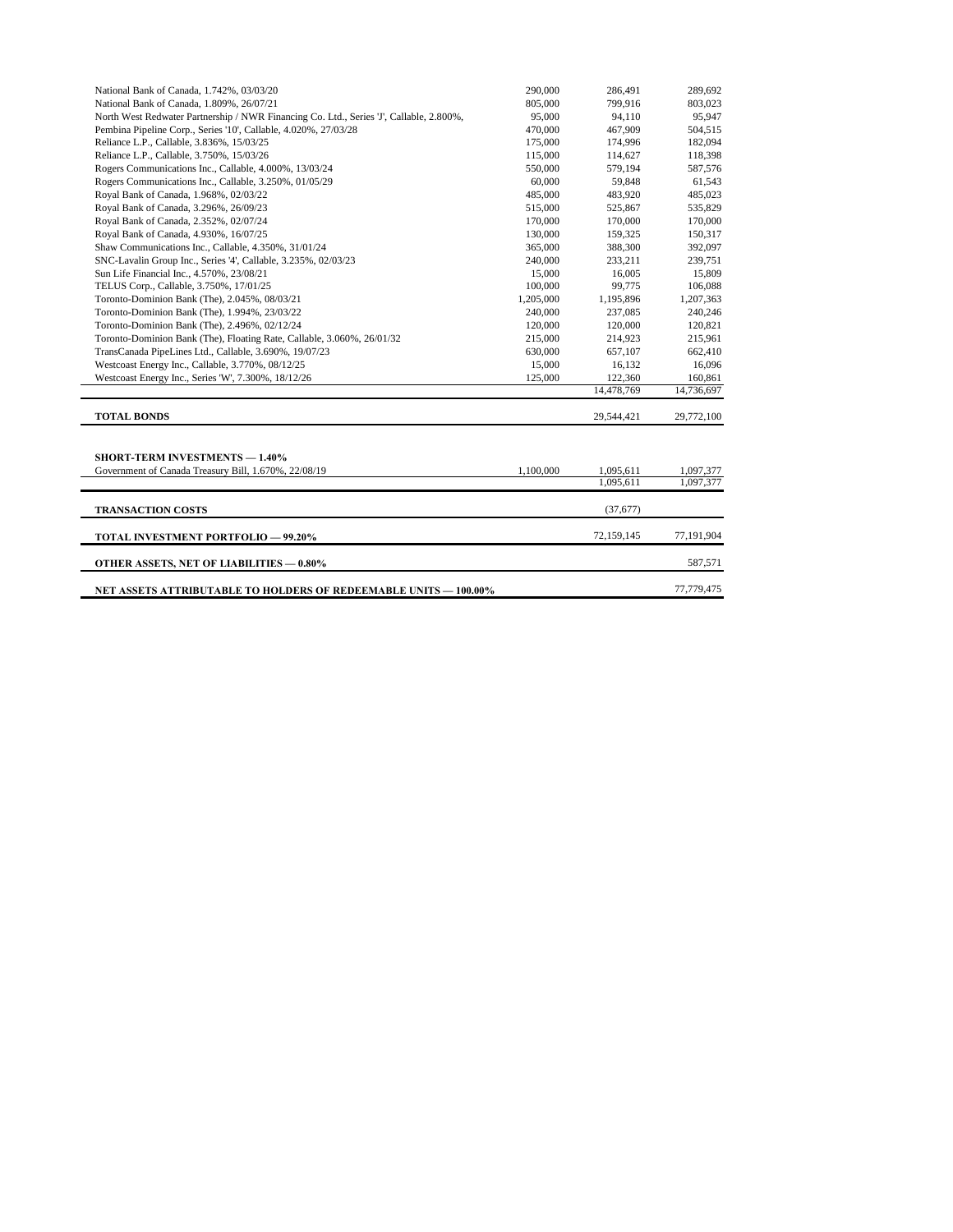| | | | |
|---|---|---|---|
| National Bank of Canada, 1.742%, 03/03/20 | 290,000 | 286,491 | 289,692 |
| National Bank of Canada, 1.809%, 26/07/21 | 805,000 | 799,916 | 803,023 |
| North West Redwater Partnership / NWR Financing Co. Ltd., Series 'J', Callable, 2.800%, | 95,000 | 94,110 | 95,947 |
| Pembina Pipeline Corp., Series '10', Callable, 4.020%, 27/03/28 | 470,000 | 467,909 | 504,515 |
| Reliance L.P., Callable, 3.836%, 15/03/25 | 175,000 | 174,996 | 182,094 |
| Reliance L.P., Callable, 3.750%, 15/03/26 | 115,000 | 114,627 | 118,398 |
| Rogers Communications Inc., Callable, 4.000%, 13/03/24 | 550,000 | 579,194 | 587,576 |
| Rogers Communications Inc., Callable, 3.250%, 01/05/29 | 60,000 | 59,848 | 61,543 |
| Royal Bank of Canada, 1.968%, 02/03/22 | 485,000 | 483,920 | 485,023 |
| Royal Bank of Canada, 3.296%, 26/09/23 | 515,000 | 525,867 | 535,829 |
| Royal Bank of Canada, 2.352%, 02/07/24 | 170,000 | 170,000 | 170,000 |
| Royal Bank of Canada, 4.930%, 16/07/25 | 130,000 | 159,325 | 150,317 |
| Shaw Communications Inc., Callable, 4.350%, 31/01/24 | 365,000 | 388,300 | 392,097 |
| SNC-Lavalin Group Inc., Series '4', Callable, 3.235%, 02/03/23 | 240,000 | 233,211 | 239,751 |
| Sun Life Financial Inc., 4.570%, 23/08/21 | 15,000 | 16,005 | 15,809 |
| TELUS Corp., Callable, 3.750%, 17/01/25 | 100,000 | 99,775 | 106,088 |
| Toronto-Dominion Bank (The), 2.045%, 08/03/21 | 1,205,000 | 1,195,896 | 1,207,363 |
| Toronto-Dominion Bank (The), 1.994%, 23/03/22 | 240,000 | 237,085 | 240,246 |
| Toronto-Dominion Bank (The), 2.496%, 02/12/24 | 120,000 | 120,000 | 120,821 |
| Toronto-Dominion Bank (The), Floating Rate, Callable, 3.060%, 26/01/32 | 215,000 | 214,923 | 215,961 |
| TransCanada PipeLines Ltd., Callable, 3.690%, 19/07/23 | 630,000 | 657,107 | 662,410 |
| Westcoast Energy Inc., Callable, 3.770%, 08/12/25 | 15,000 | 16,132 | 16,096 |
| Westcoast Energy Inc., Series 'W', 7.300%, 18/12/26 | 125,000 | 122,360 | 160,861 |
| | | 14,478,769 | 14,736,697 |
| **TOTAL BONDS** | | 29,544,421 | 29,772,100 |
| **SHORT-TERM INVESTMENTS — 1.40%** | | | |
| Government of Canada Treasury Bill, 1.670%, 22/08/19 | 1,100,000 | 1,095,611 | 1,097,377 |
| | | 1,095,611 | 1,097,377 |
| **TRANSACTION COSTS** | | (37,677) | |
| **TOTAL INVESTMENT PORTFOLIO — 99.20%** | | 72,159,145 | 77,191,904 |
| **OTHER ASSETS, NET OF LIABILITIES — 0.80%** | | | 587,571 |
| **NET ASSETS ATTRIBUTABLE TO HOLDERS OF REDEEMABLE UNITS — 100.00%** | | | 77,779,475 |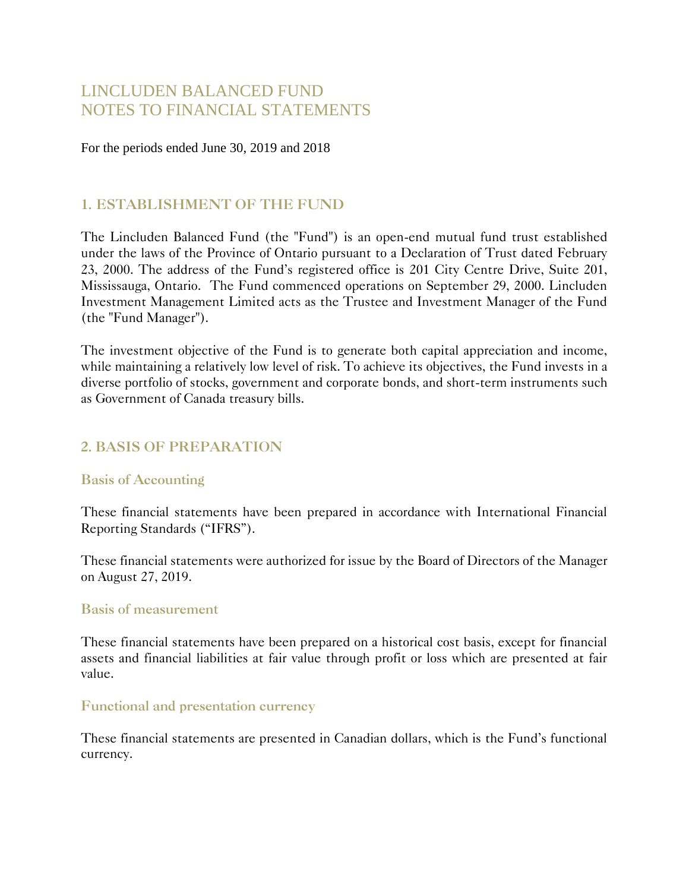# LINCLUDEN BALANCED FUND
# NOTES TO FINANCIAL STATEMENTS

For the periods ended June 30, 2019 and 2018

## 1. ESTABLISHMENT OF THE FUND

The Lincluden Balanced Fund (the "Fund") is an open-end mutual fund trust established under the laws of the Province of Ontario pursuant to a Declaration of Trust dated February 23, 2000. The address of the Fund's registered office is 201 City Centre Drive, Suite 201, Mississauga, Ontario. The Fund commenced operations on September 29, 2000. Lincluden Investment Management Limited acts as the Trustee and Investment Manager of the Fund (the "Fund Manager").

The investment objective of the Fund is to generate both capital appreciation and income, while maintaining a relatively low level of risk. To achieve its objectives, the Fund invests in a diverse portfolio of stocks, government and corporate bonds, and short-term instruments such as Government of Canada treasury bills.

## 2. BASIS OF PREPARATION

### Basis of Accounting

These financial statements have been prepared in accordance with International Financial Reporting Standards ("IFRS").

These financial statements were authorized for issue by the Board of Directors of the Manager on August 27, 2019.

### Basis of measurement

These financial statements have been prepared on a historical cost basis, except for financial assets and financial liabilities at fair value through profit or loss which are presented at fair value.

### Functional and presentation currency

These financial statements are presented in Canadian dollars, which is the Fund's functional currency.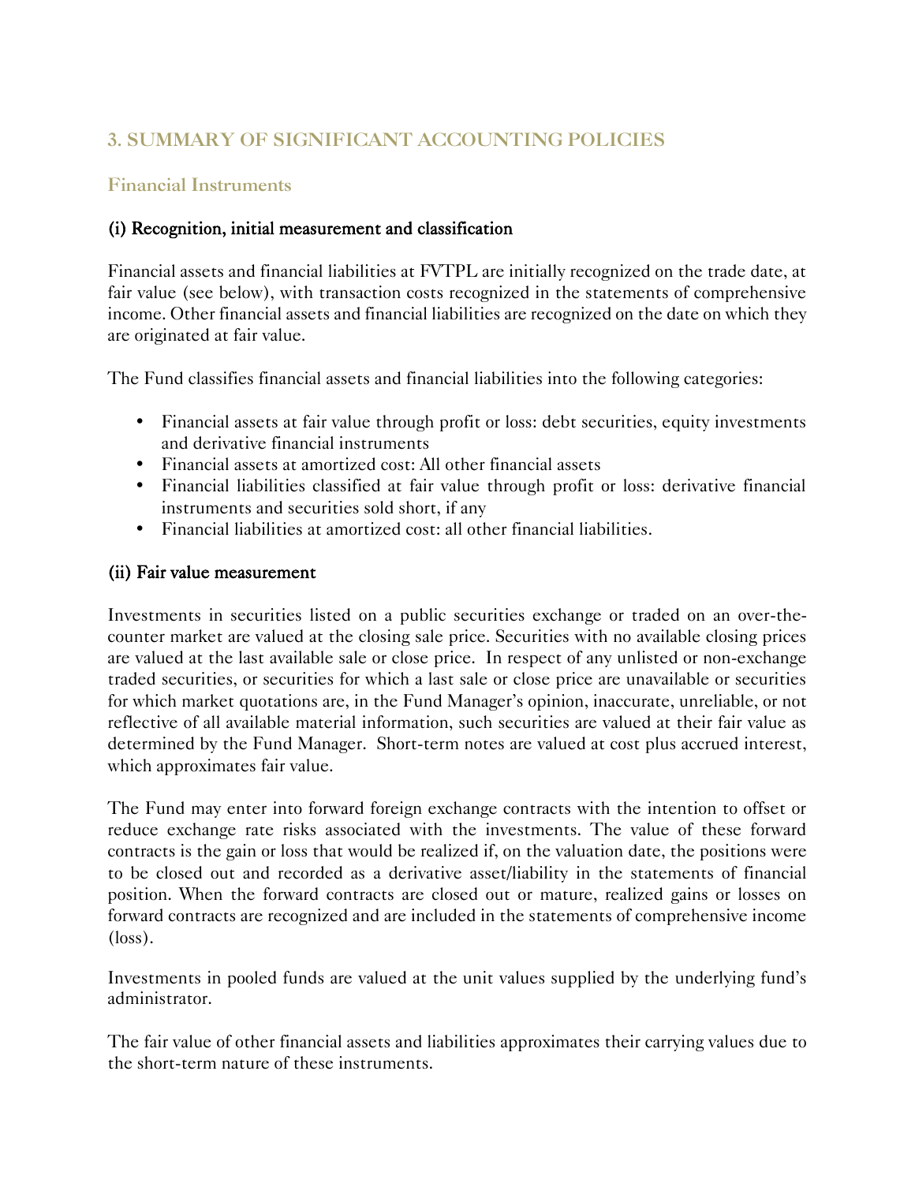## 3. SUMMARY OF SIGNIFICANT ACCOUNTING POLICIES

### Financial Instruments

#### (i) Recognition, initial measurement and classification

Financial assets and financial liabilities at FVTPL are initially recognized on the trade date, at fair value (see below), with transaction costs recognized in the statements of comprehensive income. Other financial assets and financial liabilities are recognized on the date on which they are originated at fair value.

The Fund classifies financial assets and financial liabilities into the following categories:

- Financial assets at fair value through profit or loss: debt securities, equity investments and derivative financial instruments
- Financial assets at amortized cost: All other financial assets
- Financial liabilities classified at fair value through profit or loss: derivative financial instruments and securities sold short, if any
- Financial liabilities at amortized cost: all other financial liabilities.

#### (ii) Fair value measurement

Investments in securities listed on a public securities exchange or traded on an over-the-counter market are valued at the closing sale price. Securities with no available closing prices are valued at the last available sale or close price. In respect of any unlisted or non-exchange traded securities, or securities for which a last sale or close price are unavailable or securities for which market quotations are, in the Fund Manager's opinion, inaccurate, unreliable, or not reflective of all available material information, such securities are valued at their fair value as determined by the Fund Manager. Short-term notes are valued at cost plus accrued interest, which approximates fair value.

The Fund may enter into forward foreign exchange contracts with the intention to offset or reduce exchange rate risks associated with the investments. The value of these forward contracts is the gain or loss that would be realized if, on the valuation date, the positions were to be closed out and recorded as a derivative asset/liability in the statements of financial position. When the forward contracts are closed out or mature, realized gains or losses on forward contracts are recognized and are included in the statements of comprehensive income (loss).

Investments in pooled funds are valued at the unit values supplied by the underlying fund's administrator.

The fair value of other financial assets and liabilities approximates their carrying values due to the short-term nature of these instruments.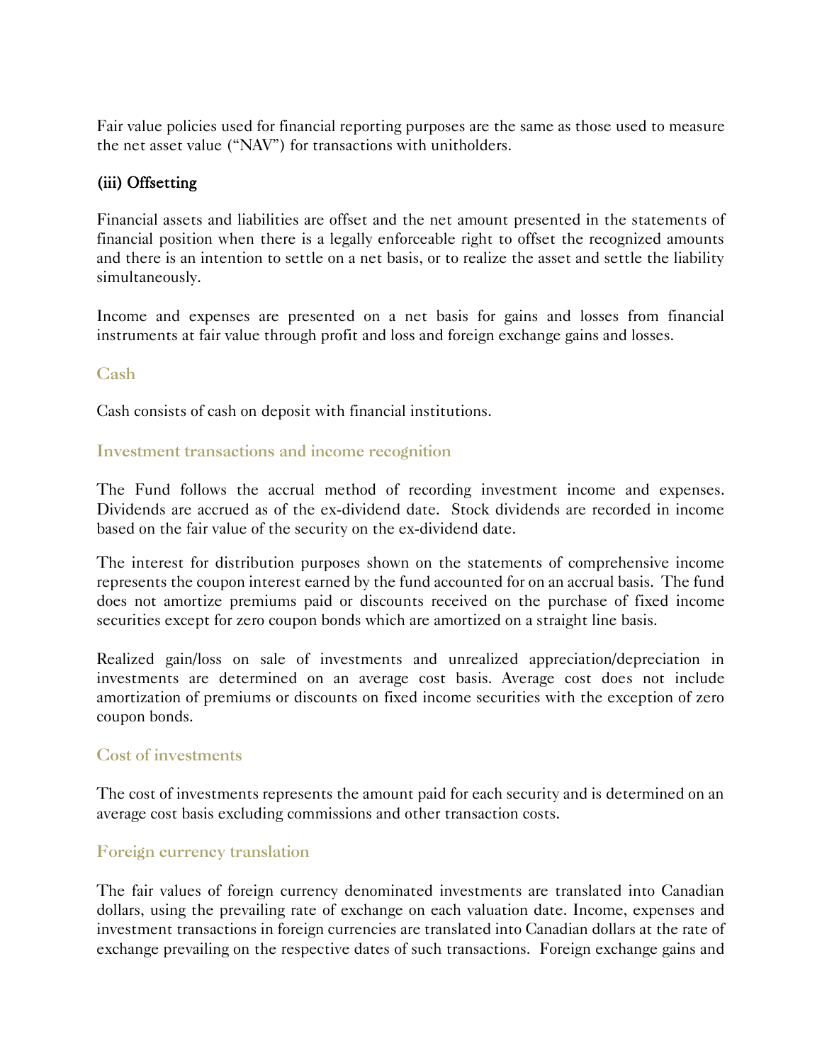Fair value policies used for financial reporting purposes are the same as those used to measure the net asset value ("NAV") for transactions with unitholders.

#### (iii) Offsetting

Financial assets and liabilities are offset and the net amount presented in the statements of financial position when there is a legally enforceable right to offset the recognized amounts and there is an intention to settle on a net basis, or to realize the asset and settle the liability simultaneously.

Income and expenses are presented on a net basis for gains and losses from financial instruments at fair value through profit and loss and foreign exchange gains and losses.

### Cash

Cash consists of cash on deposit with financial institutions.

### Investment transactions and income recognition

The Fund follows the accrual method of recording investment income and expenses. Dividends are accrued as of the ex-dividend date. Stock dividends are recorded in income based on the fair value of the security on the ex-dividend date.

The interest for distribution purposes shown on the statements of comprehensive income represents the coupon interest earned by the fund accounted for on an accrual basis. The fund does not amortize premiums paid or discounts received on the purchase of fixed income securities except for zero coupon bonds which are amortized on a straight line basis.

Realized gain/loss on sale of investments and unrealized appreciation/depreciation in investments are determined on an average cost basis. Average cost does not include amortization of premiums or discounts on fixed income securities with the exception of zero coupon bonds.

### Cost of investments

The cost of investments represents the amount paid for each security and is determined on an average cost basis excluding commissions and other transaction costs.

### Foreign currency translation

The fair values of foreign currency denominated investments are translated into Canadian dollars, using the prevailing rate of exchange on each valuation date. Income, expenses and investment transactions in foreign currencies are translated into Canadian dollars at the rate of exchange prevailing on the respective dates of such transactions. Foreign exchange gains and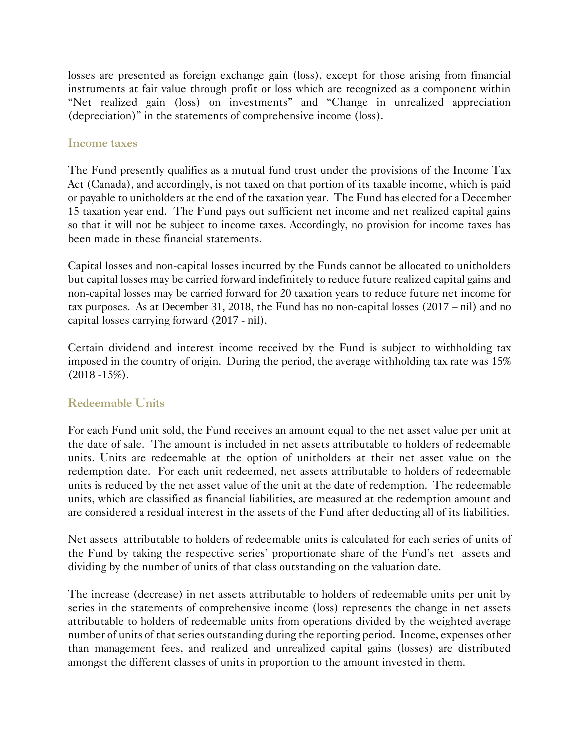losses are presented as foreign exchange gain (loss), except for those arising from financial instruments at fair value through profit or loss which are recognized as a component within "Net realized gain (loss) on investments" and "Change in unrealized appreciation (depreciation)" in the statements of comprehensive income (loss).

## Income taxes

The Fund presently qualifies as a mutual fund trust under the provisions of the Income Tax Act (Canada), and accordingly, is not taxed on that portion of its taxable income, which is paid or payable to unitholders at the end of the taxation year. The Fund has elected for a December 15 taxation year end. The Fund pays out sufficient net income and net realized capital gains so that it will not be subject to income taxes. Accordingly, no provision for income taxes has been made in these financial statements.

Capital losses and non-capital losses incurred by the Funds cannot be allocated to unitholders but capital losses may be carried forward indefinitely to reduce future realized capital gains and non-capital losses may be carried forward for 20 taxation years to reduce future net income for tax purposes. As at December 31, 2018, the Fund has no non-capital losses (2017 – nil) and no capital losses carrying forward (2017 - nil).

Certain dividend and interest income received by the Fund is subject to withholding tax imposed in the country of origin. During the period, the average withholding tax rate was 15% (2018 -15%).

## Redeemable Units

For each Fund unit sold, the Fund receives an amount equal to the net asset value per unit at the date of sale. The amount is included in net assets attributable to holders of redeemable units. Units are redeemable at the option of unitholders at their net asset value on the redemption date. For each unit redeemed, net assets attributable to holders of redeemable units is reduced by the net asset value of the unit at the date of redemption. The redeemable units, which are classified as financial liabilities, are measured at the redemption amount and are considered a residual interest in the assets of the Fund after deducting all of its liabilities.

Net assets attributable to holders of redeemable units is calculated for each series of units of the Fund by taking the respective series' proportionate share of the Fund's net assets and dividing by the number of units of that class outstanding on the valuation date.

The increase (decrease) in net assets attributable to holders of redeemable units per unit by series in the statements of comprehensive income (loss) represents the change in net assets attributable to holders of redeemable units from operations divided by the weighted average number of units of that series outstanding during the reporting period. Income, expenses other than management fees, and realized and unrealized capital gains (losses) are distributed amongst the different classes of units in proportion to the amount invested in them.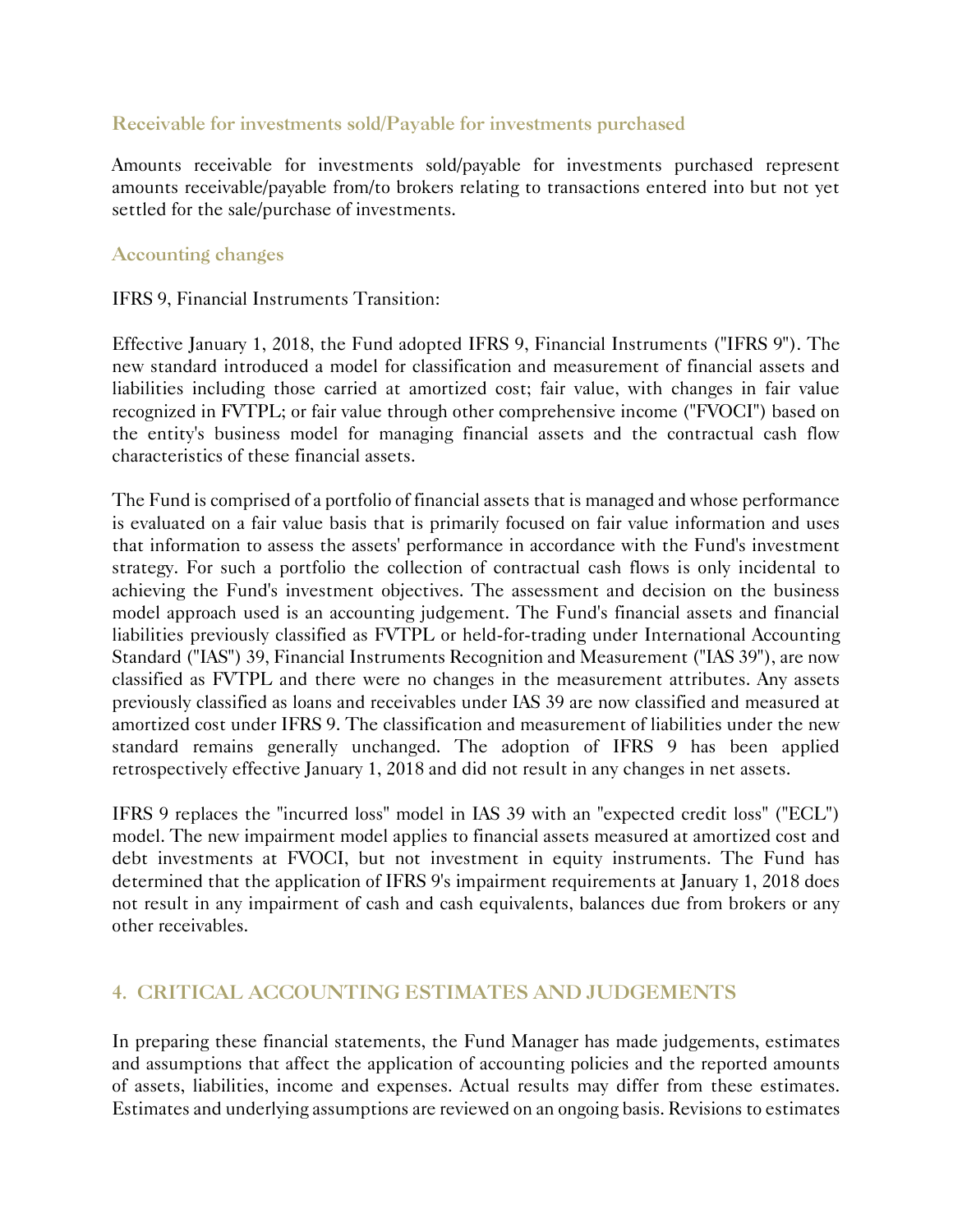### Receivable for investments sold/Payable for investments purchased

Amounts receivable for investments sold/payable for investments purchased represent amounts receivable/payable from/to brokers relating to transactions entered into but not yet settled for the sale/purchase of investments.

### Accounting changes

IFRS 9, Financial Instruments Transition:

Effective January 1, 2018, the Fund adopted IFRS 9, Financial Instruments ("IFRS 9"). The new standard introduced a model for classification and measurement of financial assets and liabilities including those carried at amortized cost; fair value, with changes in fair value recognized in FVTPL; or fair value through other comprehensive income ("FVOCI") based on the entity's business model for managing financial assets and the contractual cash flow characteristics of these financial assets.

The Fund is comprised of a portfolio of financial assets that is managed and whose performance is evaluated on a fair value basis that is primarily focused on fair value information and uses that information to assess the assets' performance in accordance with the Fund's investment strategy. For such a portfolio the collection of contractual cash flows is only incidental to achieving the Fund's investment objectives. The assessment and decision on the business model approach used is an accounting judgement. The Fund's financial assets and financial liabilities previously classified as FVTPL or held-for-trading under International Accounting Standard ("IAS") 39, Financial Instruments Recognition and Measurement ("IAS 39"), are now classified as FVTPL and there were no changes in the measurement attributes. Any assets previously classified as loans and receivables under IAS 39 are now classified and measured at amortized cost under IFRS 9. The classification and measurement of liabilities under the new standard remains generally unchanged. The adoption of IFRS 9 has been applied retrospectively effective January 1, 2018 and did not result in any changes in net assets.

IFRS 9 replaces the "incurred loss" model in IAS 39 with an "expected credit loss" ("ECL") model. The new impairment model applies to financial assets measured at amortized cost and debt investments at FVOCI, but not investment in equity instruments. The Fund has determined that the application of IFRS 9's impairment requirements at January 1, 2018 does not result in any impairment of cash and cash equivalents, balances due from brokers or any other receivables.

## 4. CRITICAL ACCOUNTING ESTIMATES AND JUDGEMENTS

In preparing these financial statements, the Fund Manager has made judgements, estimates and assumptions that affect the application of accounting policies and the reported amounts of assets, liabilities, income and expenses. Actual results may differ from these estimates. Estimates and underlying assumptions are reviewed on an ongoing basis. Revisions to estimates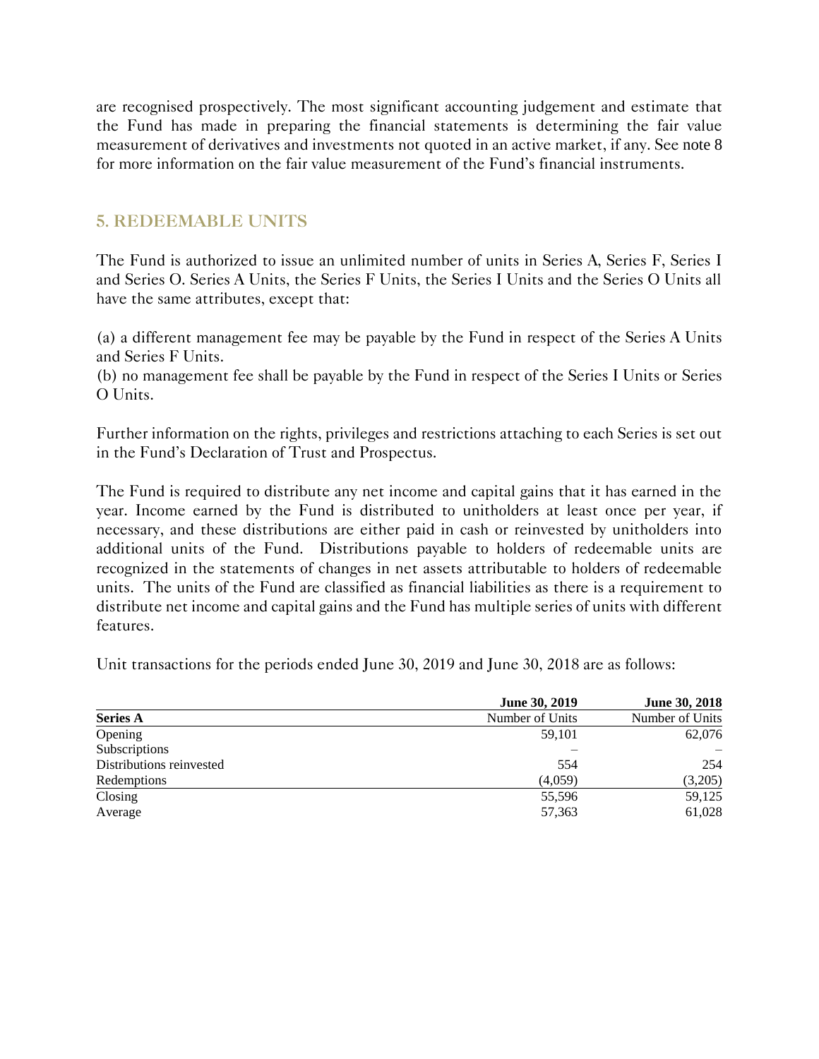are recognised prospectively. The most significant accounting judgement and estimate that the Fund has made in preparing the financial statements is determining the fair value measurement of derivatives and investments not quoted in an active market, if any. See note 8 for more information on the fair value measurement of the Fund's financial instruments.

## 5. REDEEMABLE UNITS

The Fund is authorized to issue an unlimited number of units in Series A, Series F, Series I and Series O. Series A Units, the Series F Units, the Series I Units and the Series O Units all have the same attributes, except that:

(a) a different management fee may be payable by the Fund in respect of the Series A Units and Series F Units.
(b) no management fee shall be payable by the Fund in respect of the Series I Units or Series O Units.

Further information on the rights, privileges and restrictions attaching to each Series is set out in the Fund's Declaration of Trust and Prospectus.

The Fund is required to distribute any net income and capital gains that it has earned in the year. Income earned by the Fund is distributed to unitholders at least once per year, if necessary, and these distributions are either paid in cash or reinvested by unitholders into additional units of the Fund. Distributions payable to holders of redeemable units are recognized in the statements of changes in net assets attributable to holders of redeemable units. The units of the Fund are classified as financial liabilities as there is a requirement to distribute net income and capital gains and the Fund has multiple series of units with different features.

Unit transactions for the periods ended June 30, 2019 and June 30, 2018 are as follows:

| | **June 30, 2019** | **June 30, 2018** |
|---|---|---|
| **Series A** | Number of Units | Number of Units |
| Opening | 59,101 | 62,076 |
| Subscriptions | – | – |
| Distributions reinvested | 554 | 254 |
| Redemptions | (4,059) | (3,205) |
| Closing | 55,596 | 59,125 |
| Average | 57,363 | 61,028 |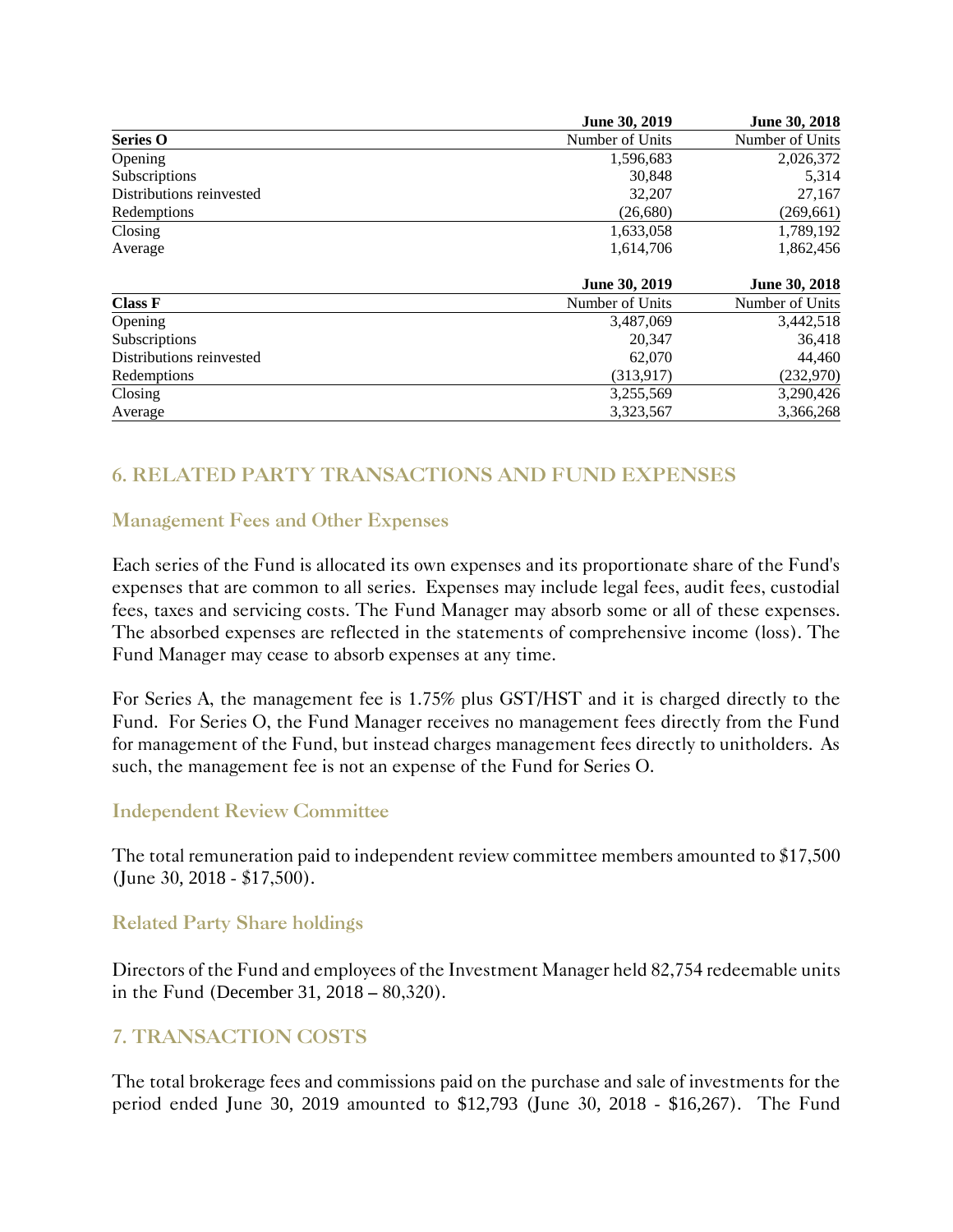| Series O | June 30, 2019<br>Number of Units | June 30, 2018<br>Number of Units |
|---|---|---|
| Opening | 1,596,683 | 2,026,372 |
| Subscriptions | 30,848 | 5,314 |
| Distributions reinvested | 32,207 | 27,167 |
| Redemptions | (26,680) | (269,661) |
| Closing | 1,633,058 | 1,789,192 |
| Average | 1,614,706 | 1,862,456 |

| Class F | June 30, 2019<br>Number of Units | June 30, 2018<br>Number of Units |
|---|---|---|
| Opening | 3,487,069 | 3,442,518 |
| Subscriptions | 20,347 | 36,418 |
| Distributions reinvested | 62,070 | 44,460 |
| Redemptions | (313,917) | (232,970) |
| Closing | 3,255,569 | 3,290,426 |
| Average | 3,323,567 | 3,366,268 |

## 6. RELATED PARTY TRANSACTIONS AND FUND EXPENSES

### Management Fees and Other Expenses

Each series of the Fund is allocated its own expenses and its proportionate share of the Fund's expenses that are common to all series. Expenses may include legal fees, audit fees, custodial fees, taxes and servicing costs. The Fund Manager may absorb some or all of these expenses. The absorbed expenses are reflected in the statements of comprehensive income (loss). The Fund Manager may cease to absorb expenses at any time.

For Series A, the management fee is 1.75% plus GST/HST and it is charged directly to the Fund. For Series O, the Fund Manager receives no management fees directly from the Fund for management of the Fund, but instead charges management fees directly to unitholders. As such, the management fee is not an expense of the Fund for Series O.

### Independent Review Committee

The total remuneration paid to independent review committee members amounted to $17,500 (June 30, 2018 - $17,500).

### Related Party Share holdings

Directors of the Fund and employees of the Investment Manager held 82,754 redeemable units in the Fund (December 31, 2018 – 80,320).

## 7. TRANSACTION COSTS

The total brokerage fees and commissions paid on the purchase and sale of investments for the period ended June 30, 2019 amounted to $12,793 (June 30, 2018 - $16,267). The Fund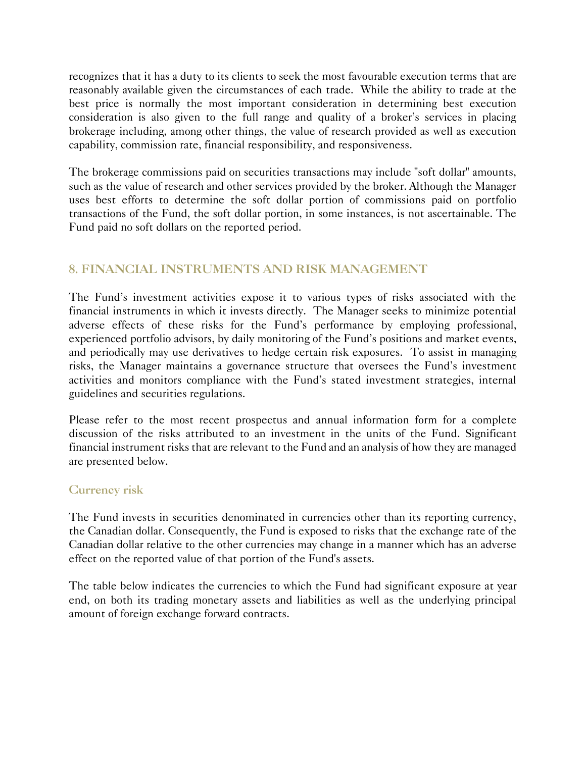recognizes that it has a duty to its clients to seek the most favourable execution terms that are reasonably available given the circumstances of each trade. While the ability to trade at the best price is normally the most important consideration in determining best execution consideration is also given to the full range and quality of a broker's services in placing brokerage including, among other things, the value of research provided as well as execution capability, commission rate, financial responsibility, and responsiveness.

The brokerage commissions paid on securities transactions may include "soft dollar" amounts, such as the value of research and other services provided by the broker. Although the Manager uses best efforts to determine the soft dollar portion of commissions paid on portfolio transactions of the Fund, the soft dollar portion, in some instances, is not ascertainable. The Fund paid no soft dollars on the reported period.

## 8. FINANCIAL INSTRUMENTS AND RISK MANAGEMENT

The Fund's investment activities expose it to various types of risks associated with the financial instruments in which it invests directly. The Manager seeks to minimize potential adverse effects of these risks for the Fund's performance by employing professional, experienced portfolio advisors, by daily monitoring of the Fund's positions and market events, and periodically may use derivatives to hedge certain risk exposures. To assist in managing risks, the Manager maintains a governance structure that oversees the Fund's investment activities and monitors compliance with the Fund's stated investment strategies, internal guidelines and securities regulations.

Please refer to the most recent prospectus and annual information form for a complete discussion of the risks attributed to an investment in the units of the Fund. Significant financial instrument risks that are relevant to the Fund and an analysis of how they are managed are presented below.

### Currency risk

The Fund invests in securities denominated in currencies other than its reporting currency, the Canadian dollar. Consequently, the Fund is exposed to risks that the exchange rate of the Canadian dollar relative to the other currencies may change in a manner which has an adverse effect on the reported value of that portion of the Fund's assets.

The table below indicates the currencies to which the Fund had significant exposure at year end, on both its trading monetary assets and liabilities as well as the underlying principal amount of foreign exchange forward contracts.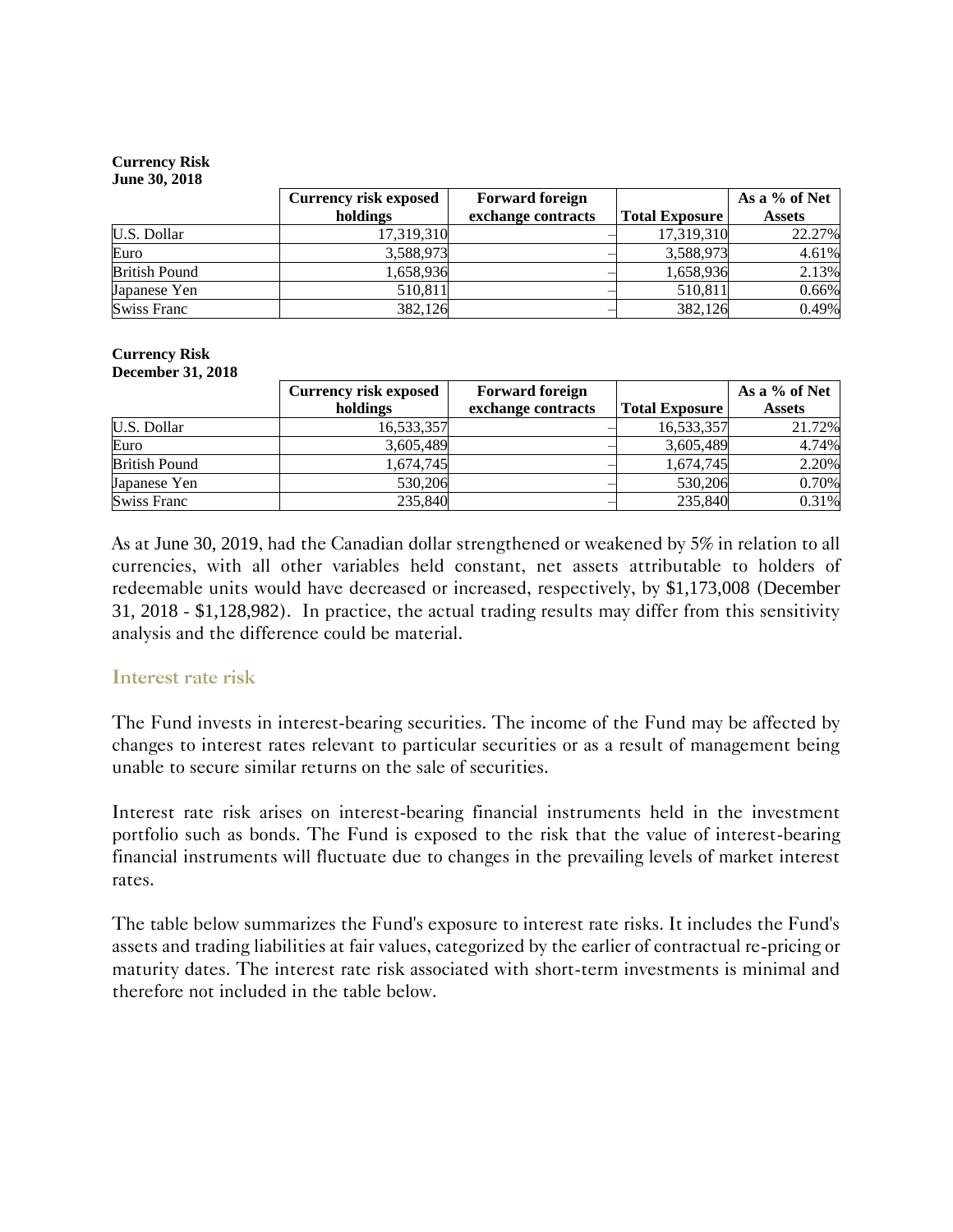**Currency Risk**
**June 30, 2018**

| | Currency risk exposed holdings | Forward foreign exchange contracts | Total Exposure | As a % of Net Assets |
|---|---|---|---|---|
| U.S. Dollar | 17,319,310 | – | 17,319,310 | 22.27% |
| Euro | 3,588,973 | – | 3,588,973 | 4.61% |
| British Pound | 1,658,936 | – | 1,658,936 | 2.13% |
| Japanese Yen | 510,811 | – | 510,811 | 0.66% |
| Swiss Franc | 382,126 | – | 382,126 | 0.49% |

**Currency Risk**
**December 31, 2018**

| | Currency risk exposed holdings | Forward foreign exchange contracts | Total Exposure | As a % of Net Assets |
|---|---|---|---|---|
| U.S. Dollar | 16,533,357 | – | 16,533,357 | 21.72% |
| Euro | 3,605,489 | – | 3,605,489 | 4.74% |
| British Pound | 1,674,745 | – | 1,674,745 | 2.20% |
| Japanese Yen | 530,206 | – | 530,206 | 0.70% |
| Swiss Franc | 235,840 | – | 235,840 | 0.31% |

As at June 30, 2019, had the Canadian dollar strengthened or weakened by 5% in relation to all currencies, with all other variables held constant, net assets attributable to holders of redeemable units would have decreased or increased, respectively, by $1,173,008 (December 31, 2018 - $1,128,982). In practice, the actual trading results may differ from this sensitivity analysis and the difference could be material.

## Interest rate risk

The Fund invests in interest-bearing securities. The income of the Fund may be affected by changes to interest rates relevant to particular securities or as a result of management being unable to secure similar returns on the sale of securities.

Interest rate risk arises on interest-bearing financial instruments held in the investment portfolio such as bonds. The Fund is exposed to the risk that the value of interest-bearing financial instruments will fluctuate due to changes in the prevailing levels of market interest rates.

The table below summarizes the Fund's exposure to interest rate risks. It includes the Fund's assets and trading liabilities at fair values, categorized by the earlier of contractual re-pricing or maturity dates. The interest rate risk associated with short-term investments is minimal and therefore not included in the table below.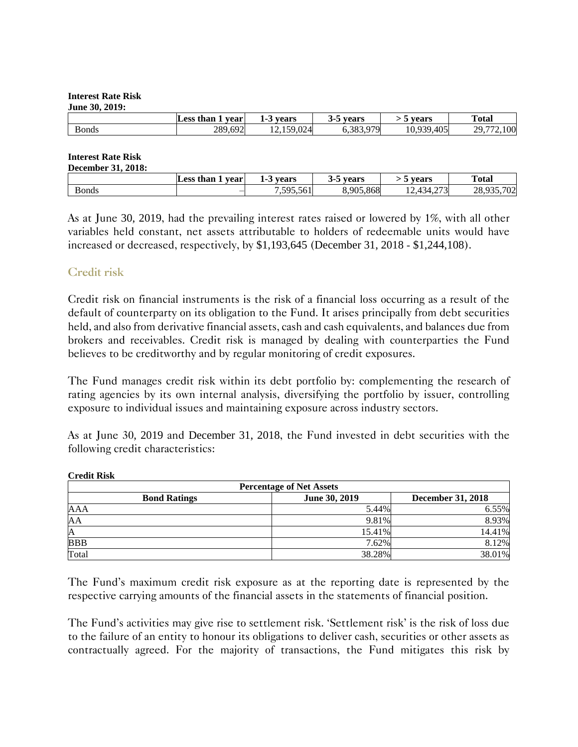**Interest Rate Risk**
**June 30, 2019:**

| | Less than 1 year | 1-3 years | 3-5 years | > 5 years | Total |
|---|---|---|---|---|---|
| Bonds | 289,692 | 12,159,024 | 6,383,979 | 10,939,405 | 29,772,100 |

**Interest Rate Risk**
**December 31, 2018:**

| | Less than 1 year | 1-3 years | 3-5 years | > 5 years | Total |
|---|---|---|---|---|---|
| Bonds | – | 7,595,561 | 8,905,868 | 12,434,273 | 28,935,702 |

As at June 30, 2019, had the prevailing interest rates raised or lowered by 1%, with all other variables held constant, net assets attributable to holders of redeemable units would have increased or decreased, respectively, by $1,193,645 (December 31, 2018 - $1,244,108).

## Credit risk

Credit risk on financial instruments is the risk of a financial loss occurring as a result of the default of counterparty on its obligation to the Fund. It arises principally from debt securities held, and also from derivative financial assets, cash and cash equivalents, and balances due from brokers and receivables. Credit risk is managed by dealing with counterparties the Fund believes to be creditworthy and by regular monitoring of credit exposures.

The Fund manages credit risk within its debt portfolio by: complementing the research of rating agencies by its own internal analysis, diversifying the portfolio by issuer, controlling exposure to individual issues and maintaining exposure across industry sectors.

As at June 30, 2019 and December 31, 2018, the Fund invested in debt securities with the following credit characteristics:

**Credit Risk**

| Percentage of Net Assets | | |
|---|---|---|
| **Bond Ratings** | **June 30, 2019** | **December 31, 2018** |
| AAA | 5.44% | 6.55% |
| AA | 9.81% | 8.93% |
| A | 15.41% | 14.41% |
| BBB | 7.62% | 8.12% |
| Total | 38.28% | 38.01% |

The Fund's maximum credit risk exposure as at the reporting date is represented by the respective carrying amounts of the financial assets in the statements of financial position.

The Fund's activities may give rise to settlement risk. 'Settlement risk' is the risk of loss due to the failure of an entity to honour its obligations to deliver cash, securities or other assets as contractually agreed. For the majority of transactions, the Fund mitigates this risk by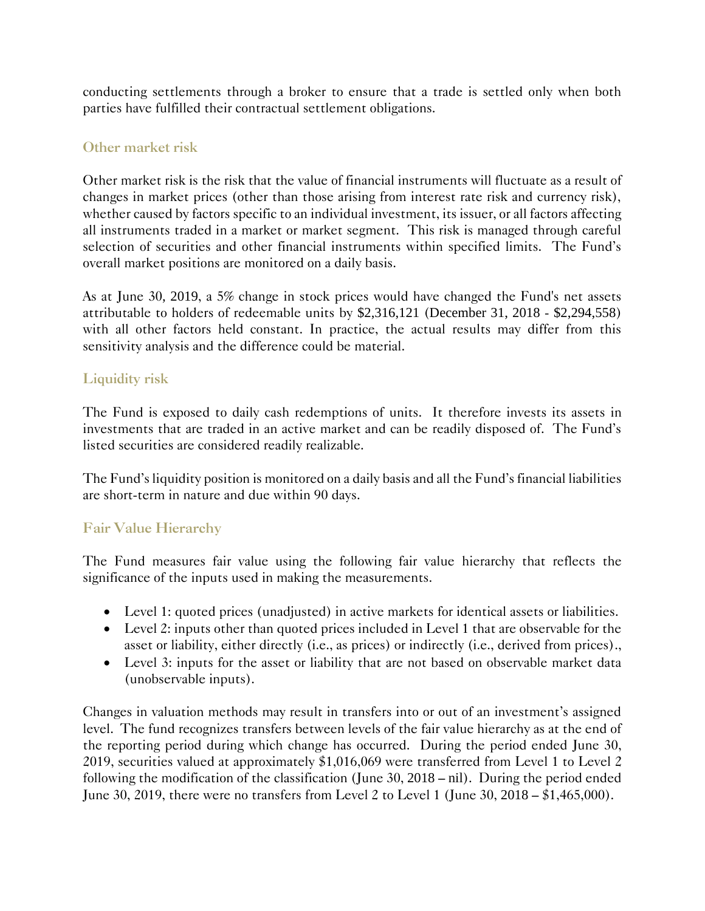conducting settlements through a broker to ensure that a trade is settled only when both parties have fulfilled their contractual settlement obligations.

## Other market risk

Other market risk is the risk that the value of financial instruments will fluctuate as a result of changes in market prices (other than those arising from interest rate risk and currency risk), whether caused by factors specific to an individual investment, its issuer, or all factors affecting all instruments traded in a market or market segment. This risk is managed through careful selection of securities and other financial instruments within specified limits. The Fund's overall market positions are monitored on a daily basis.

As at June 30, 2019, a 5% change in stock prices would have changed the Fund's net assets attributable to holders of redeemable units by $2,316,121 (December 31, 2018 - $2,294,558) with all other factors held constant. In practice, the actual results may differ from this sensitivity analysis and the difference could be material.

## Liquidity risk

The Fund is exposed to daily cash redemptions of units. It therefore invests its assets in investments that are traded in an active market and can be readily disposed of. The Fund's listed securities are considered readily realizable.

The Fund's liquidity position is monitored on a daily basis and all the Fund's financial liabilities are short-term in nature and due within 90 days.

## Fair Value Hierarchy

The Fund measures fair value using the following fair value hierarchy that reflects the significance of the inputs used in making the measurements.

- Level 1: quoted prices (unadjusted) in active markets for identical assets or liabilities.
- Level 2: inputs other than quoted prices included in Level 1 that are observable for the asset or liability, either directly (i.e., as prices) or indirectly (i.e., derived from prices).,
- Level 3: inputs for the asset or liability that are not based on observable market data (unobservable inputs).

Changes in valuation methods may result in transfers into or out of an investment's assigned level. The fund recognizes transfers between levels of the fair value hierarchy as at the end of the reporting period during which change has occurred. During the period ended June 30, 2019, securities valued at approximately $1,016,069 were transferred from Level 1 to Level 2 following the modification of the classification (June 30, 2018 – nil). During the period ended June 30, 2019, there were no transfers from Level 2 to Level 1 (June 30, 2018 – $1,465,000).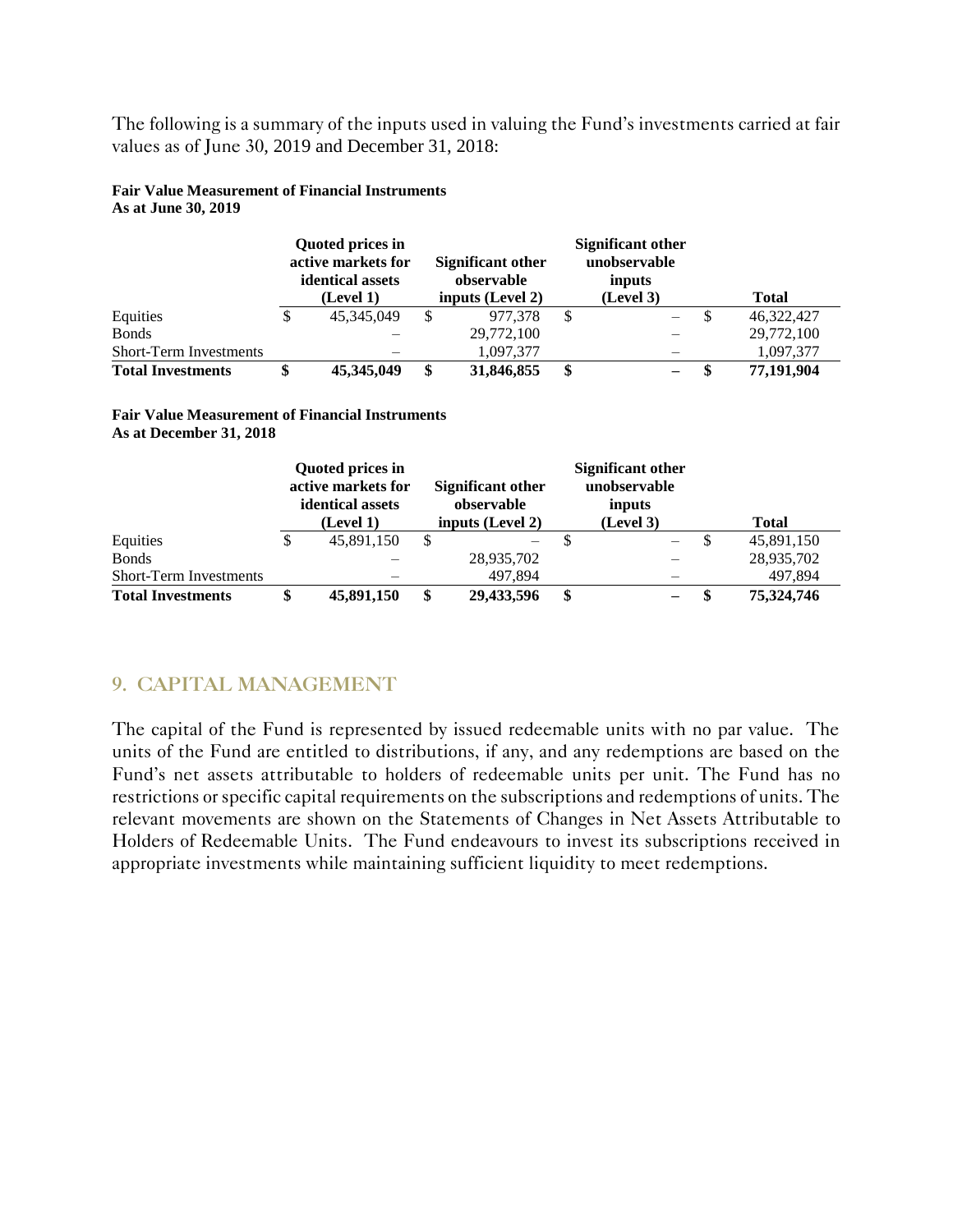The following is a summary of the inputs used in valuing the Fund's investments carried at fair values as of June 30, 2019 and December 31, 2018:

**Fair Value Measurement of Financial Instruments**
**As at June 30, 2019**

| | Quoted prices in active markets for identical assets (Level 1) | Significant other observable inputs (Level 2) | Significant other unobservable inputs (Level 3) | Total |
|---|---|---|---|---|
| Equities | $ 45,345,049 | $ 977,378 | $ – | $ 46,322,427 |
| Bonds | – | 29,772,100 | – | 29,772,100 |
| Short-Term Investments | – | 1,097,377 | – | 1,097,377 |
| **Total Investments** | **$ 45,345,049** | **$ 31,846,855** | **$ –** | **$ 77,191,904** |

**Fair Value Measurement of Financial Instruments**
**As at December 31, 2018**

| | Quoted prices in active markets for identical assets (Level 1) | Significant other observable inputs (Level 2) | Significant other unobservable inputs (Level 3) | Total |
|---|---|---|---|---|
| Equities | $ 45,891,150 | $ – | $ – | $ 45,891,150 |
| Bonds | – | 28,935,702 | – | 28,935,702 |
| Short-Term Investments | – | 497,894 | – | 497,894 |
| **Total Investments** | **$ 45,891,150** | **$ 29,433,596** | **$ –** | **$ 75,324,746** |

## 9. CAPITAL MANAGEMENT

The capital of the Fund is represented by issued redeemable units with no par value. The units of the Fund are entitled to distributions, if any, and any redemptions are based on the Fund's net assets attributable to holders of redeemable units per unit. The Fund has no restrictions or specific capital requirements on the subscriptions and redemptions of units. The relevant movements are shown on the Statements of Changes in Net Assets Attributable to Holders of Redeemable Units. The Fund endeavours to invest its subscriptions received in appropriate investments while maintaining sufficient liquidity to meet redemptions.